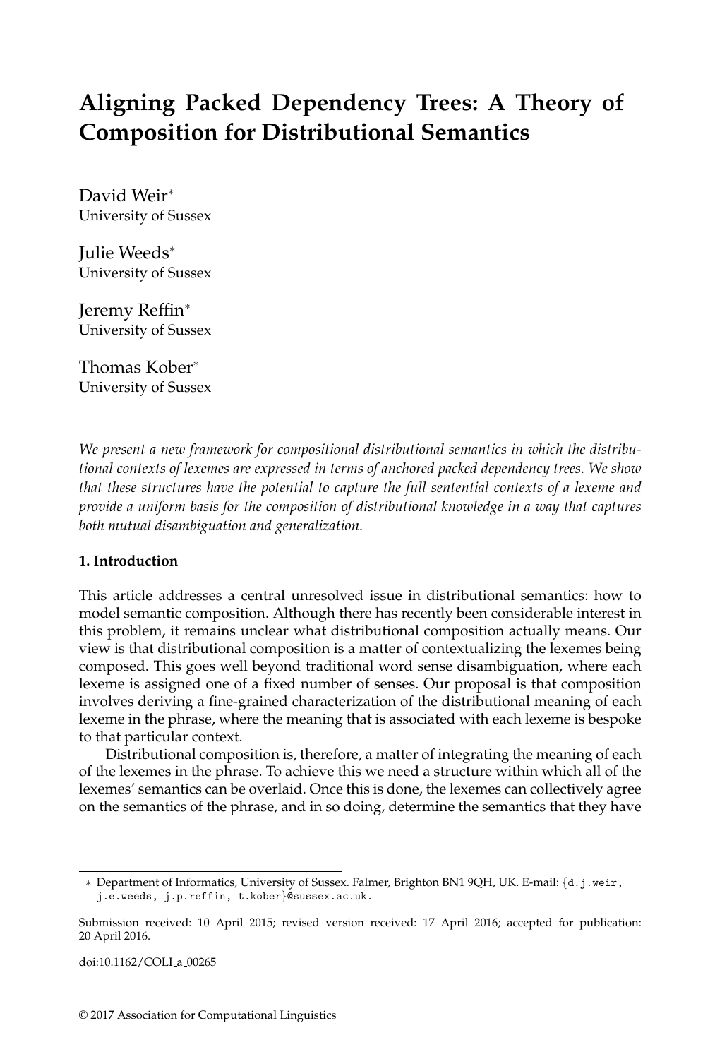# Aligning Packed Dependency Trees: A Theory of Composition for Distributional Semantics

David Weir*
University of Sussex

Julie Weeds*
University of Sussex

Jeremy Reffin*
University of Sussex

Thomas Kober*
University of Sussex

*We present a new framework for compositional distributional semantics in which the distributional contexts of lexemes are expressed in terms of anchored packed dependency trees. We show that these structures have the potential to capture the full sentential contexts of a lexeme and provide a uniform basis for the composition of distributional knowledge in a way that captures both mutual disambiguation and generalization.*

## 1. Introduction

This article addresses a central unresolved issue in distributional semantics: how to model semantic composition. Although there has recently been considerable interest in this problem, it remains unclear what distributional composition actually means. Our view is that distributional composition is a matter of contextualizing the lexemes being composed. This goes well beyond traditional word sense disambiguation, where each lexeme is assigned one of a fixed number of senses. Our proposal is that composition involves deriving a fine-grained characterization of the distributional meaning of each lexeme in the phrase, where the meaning that is associated with each lexeme is bespoke to that particular context.

Distributional composition is, therefore, a matter of integrating the meaning of each of the lexemes in the phrase. To achieve this we need a structure within which all of the lexemes' semantics can be overlaid. Once this is done, the lexemes can collectively agree on the semantics of the phrase, and in so doing, determine the semantics that they have

---

* Department of Informatics, University of Sussex. Falmer, Brighton BN1 9QH, UK. E-mail: {d.j.weir, j.e.weeds, j.p.reffin, t.kober}@sussex.ac.uk.

Submission received: 10 April 2015; revised version received: 17 April 2016; accepted for publication: 20 April 2016.

doi:10.1162/COLI_a_00265

© 2017 Association for Computational Linguistics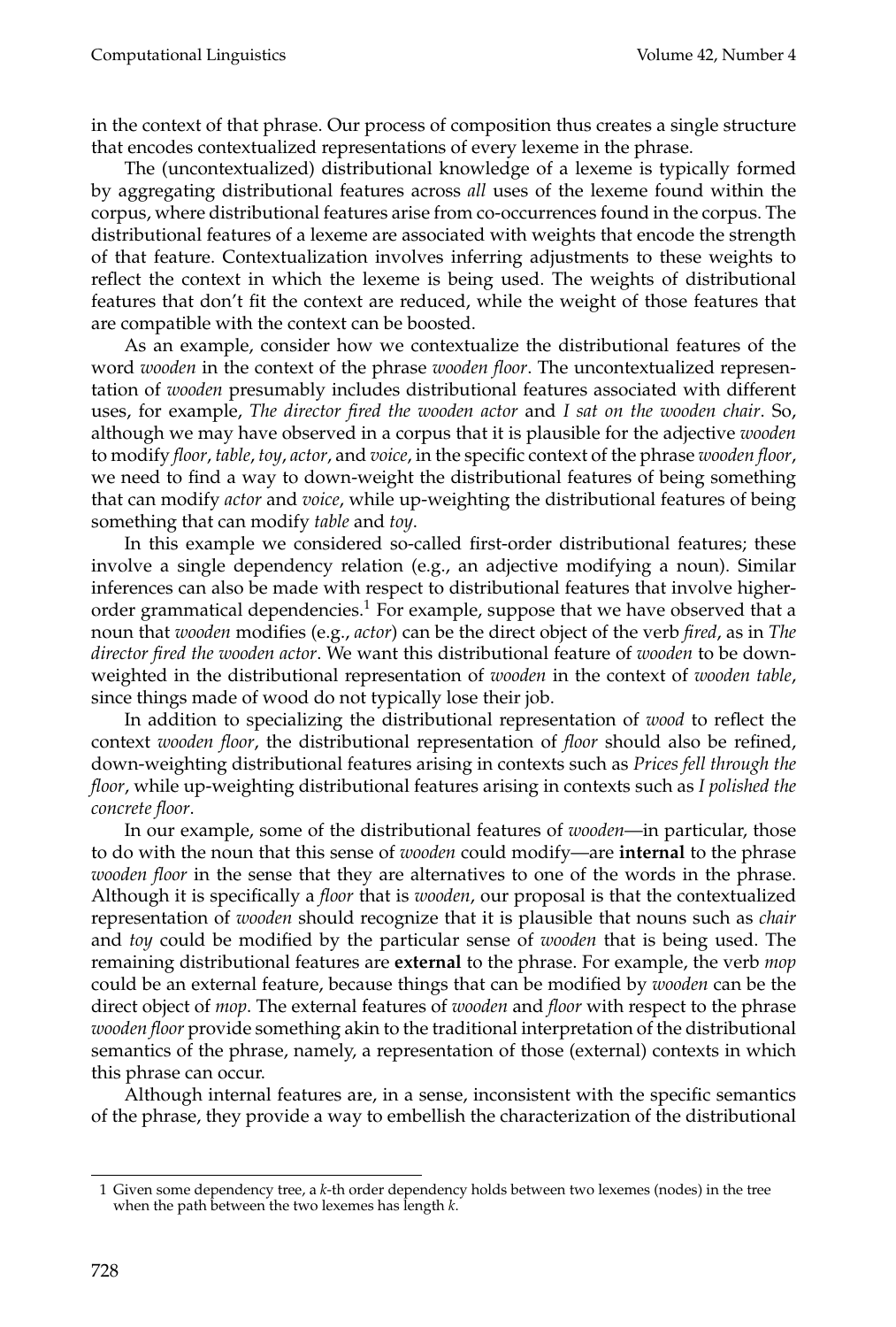in the context of that phrase. Our process of composition thus creates a single structure that encodes contextualized representations of every lexeme in the phrase.

The (uncontextualized) distributional knowledge of a lexeme is typically formed by aggregating distributional features across *all* uses of the lexeme found within the corpus, where distributional features arise from co-occurrences found in the corpus. The distributional features of a lexeme are associated with weights that encode the strength of that feature. Contextualization involves inferring adjustments to these weights to reflect the context in which the lexeme is being used. The weights of distributional features that don't fit the context are reduced, while the weight of those features that are compatible with the context can be boosted.

As an example, consider how we contextualize the distributional features of the word *wooden* in the context of the phrase *wooden floor*. The uncontextualized representation of *wooden* presumably includes distributional features associated with different uses, for example, *The director fired the wooden actor* and *I sat on the wooden chair*. So, although we may have observed in a corpus that it is plausible for the adjective *wooden* to modify *floor*, *table*, *toy*, *actor*, and *voice*, in the specific context of the phrase *wooden floor*, we need to find a way to down-weight the distributional features of being something that can modify *actor* and *voice*, while up-weighting the distributional features of being something that can modify *table* and *toy*.

In this example we considered so-called first-order distributional features; these involve a single dependency relation (e.g., an adjective modifying a noun). Similar inferences can also be made with respect to distributional features that involve higher-order grammatical dependencies.[1] For example, suppose that we have observed that a noun that *wooden* modifies (e.g., *actor*) can be the direct object of the verb *fired*, as in *The director fired the wooden actor*. We want this distributional feature of *wooden* to be down-weighted in the distributional representation of *wooden* in the context of *wooden table*, since things made of wood do not typically lose their job.

In addition to specializing the distributional representation of *wood* to reflect the context *wooden floor*, the distributional representation of *floor* should also be refined, down-weighting distributional features arising in contexts such as *Prices fell through the floor*, while up-weighting distributional features arising in contexts such as *I polished the concrete floor*.

In our example, some of the distributional features of *wooden*—in particular, those to do with the noun that this sense of *wooden* could modify—are **internal** to the phrase *wooden floor* in the sense that they are alternatives to one of the words in the phrase. Although it is specifically a *floor* that is *wooden*, our proposal is that the contextualized representation of *wooden* should recognize that it is plausible that nouns such as *chair* and *toy* could be modified by the particular sense of *wooden* that is being used. The remaining distributional features are **external** to the phrase. For example, the verb *mop* could be an external feature, because things that can be modified by *wooden* can be the direct object of *mop*. The external features of *wooden* and *floor* with respect to the phrase *wooden floor* provide something akin to the traditional interpretation of the distributional semantics of the phrase, namely, a representation of those (external) contexts in which this phrase can occur.

Although internal features are, in a sense, inconsistent with the specific semantics of the phrase, they provide a way to embellish the characterization of the distributional

1 Given some dependency tree, a $k$-th order dependency holds between two lexemes (nodes) in the tree when the path between the two lexemes has length $k$.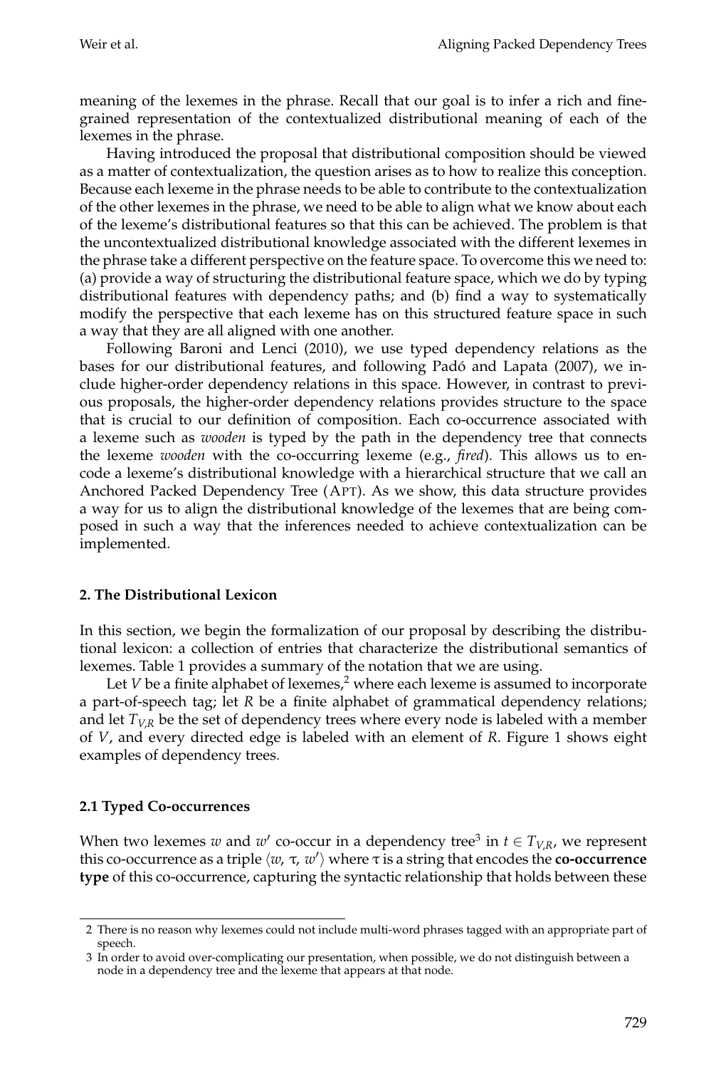meaning of the lexemes in the phrase. Recall that our goal is to infer a rich and fine-grained representation of the contextualized distributional meaning of each of the lexemes in the phrase.

Having introduced the proposal that distributional composition should be viewed as a matter of contextualization, the question arises as to how to realize this conception. Because each lexeme in the phrase needs to be able to contribute to the contextualization of the other lexemes in the phrase, we need to be able to align what we know about each of the lexeme's distributional features so that this can be achieved. The problem is that the uncontextualized distributional knowledge associated with the different lexemes in the phrase take a different perspective on the feature space. To overcome this we need to: (a) provide a way of structuring the distributional feature space, which we do by typing distributional features with dependency paths; and (b) find a way to systematically modify the perspective that each lexeme has on this structured feature space in such a way that they are all aligned with one another.

Following Baroni and Lenci (2010), we use typed dependency relations as the bases for our distributional features, and following Padó and Lapata (2007), we include higher-order dependency relations in this space. However, in contrast to previous proposals, the higher-order dependency relations provides structure to the space that is crucial to our definition of composition. Each co-occurrence associated with a lexeme such as *wooden* is typed by the path in the dependency tree that connects the lexeme *wooden* with the co-occurring lexeme (e.g., *fired*). This allows us to encode a lexeme's distributional knowledge with a hierarchical structure that we call an Anchored Packed Dependency Tree (APT). As we show, this data structure provides a way for us to align the distributional knowledge of the lexemes that are being composed in such a way that the inferences needed to achieve contextualization can be implemented.

## 2. The Distributional Lexicon

In this section, we begin the formalization of our proposal by describing the distributional lexicon: a collection of entries that characterize the distributional semantics of lexemes. Table 1 provides a summary of the notation that we are using.

Let $V$ be a finite alphabet of lexemes,[2] where each lexeme is assumed to incorporate a part-of-speech tag; let $R$ be a finite alphabet of grammatical dependency relations; and let $T_{V,R}$ be the set of dependency trees where every node is labeled with a member of $V$, and every directed edge is labeled with an element of $R$. Figure 1 shows eight examples of dependency trees.

### 2.1 Typed Co-occurrences

When two lexemes $w$ and $w'$ co-occur in a dependency tree[3] in $t \in T_{V,R}$, we represent this co-occurrence as a triple $\langle w, \tau, w' \rangle$ where $\tau$ is a string that encodes the **co-occurrence type** of this co-occurrence, capturing the syntactic relationship that holds between these

---

2 There is no reason why lexemes could not include multi-word phrases tagged with an appropriate part of speech.

3 In order to avoid over-complicating our presentation, when possible, we do not distinguish between a node in a dependency tree and the lexeme that appears at that node.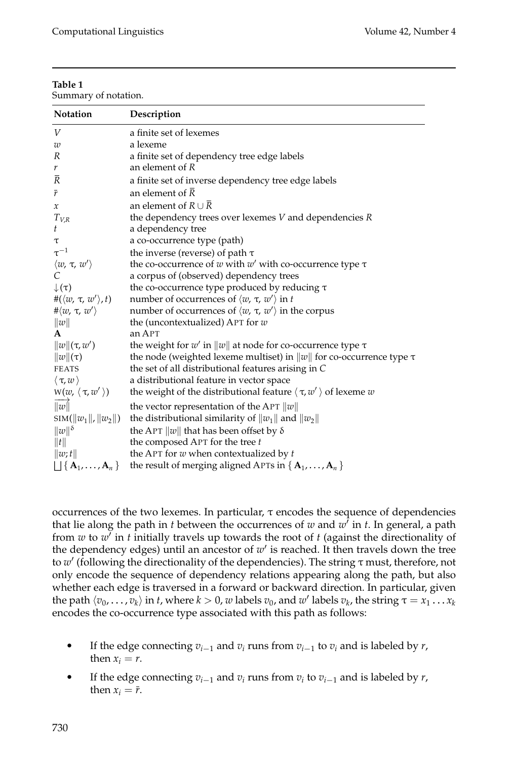**Table 1**
Summary of notation.

| Notation | Description |
|---|---|
| $V$ | a finite set of lexemes |
| $w$ | a lexeme |
| $R$ | a finite set of dependency tree edge labels |
| $r$ | an element of $R$ |
| $\overline{R}$ | a finite set of inverse dependency tree edge labels |
| $\bar{r}$ | an element of $\overline{R}$ |
| $x$ | an element of $R \cup \overline{R}$ |
| $T_{V,R}$ | the dependency trees over lexemes $V$ and dependencies $R$ |
| $t$ | a dependency tree |
| $\tau$ | a co-occurrence type (path) |
| $\tau^{-1}$ | the inverse (reverse) of path $\tau$ |
| $\langle w, \tau, w' \rangle$ | the co-occurrence of $w$ with $w'$ with co-occurrence type $\tau$ |
| $C$ | a corpus of (observed) dependency trees |
| $\downarrow(\tau)$ | the co-occurrence type produced by reducing $\tau$ |
| $\#(\langle w, \tau, w' \rangle, t)$ | number of occurrences of $\langle w, \tau, w' \rangle$ in $t$ |
| $\#\langle w, \tau, w' \rangle$ | number of occurrences of $\langle w, \tau, w' \rangle$ in the corpus |
| $\|w\|$ | the (uncontextualized) APT for $w$ |
| $\mathbf{A}$ | an APT |
| $\|w\|(\tau, w')$ | the weight for $w'$ in $\|w\|$ at node for co-occurrence type $\tau$ |
| $\|w\|(\tau)$ | the node (weighted lexeme multiset) in $\|w\|$ for co-occurrence type $\tau$ |
| FEATS | the set of all distributional features arising in $C$ |
| $\langle \tau, w \rangle$ | a distributional feature in vector space |
| $\text{W}(w, \langle \tau, w' \rangle)$ | the weight of the distributional feature $\langle \tau, w' \rangle$ of lexeme $w$ |
| $\overrightarrow{\|w\|}$ | the vector representation of the APT $\|w\|$ |
| $\text{SIM}(\|w_1\|, \|w_2\|)$ | the distributional similarity of $\|w_1\|$ and $\|w_2\|$ |
| $\|w\|^{\delta}$ | the APT $\|w\|$ that has been offset by $\delta$ |
| $\|t\|$ | the composed APT for the tree $t$ |
| $\|w; t\|$ | the APT for $w$ when contextualized by $t$ |
| $\bigsqcup\{\mathbf{A}_1, \ldots, \mathbf{A}_n\}$ | the result of merging aligned APTs in $\{\mathbf{A}_1, \ldots, \mathbf{A}_n\}$ |

occurrences of the two lexemes. In particular, $\tau$ encodes the sequence of dependencies that lie along the path in $t$ between the occurrences of $w$ and $w'$ in $t$. In general, a path from $w$ to $w'$ in $t$ initially travels up towards the root of $t$ (against the directionality of the dependency edges) until an ancestor of $w'$ is reached. It then travels down the tree to $w'$ (following the directionality of the dependencies). The string $\tau$ must, therefore, not only encode the sequence of dependency relations appearing along the path, but also whether each edge is traversed in a forward or backward direction. In particular, given the path $\langle v_0, \ldots, v_k \rangle$ in $t$, where $k > 0$, $w$ labels $v_0$, and $w'$ labels $v_k$, the string $\tau = x_1 \ldots x_k$ encodes the co-occurrence type associated with this path as follows:

- If the edge connecting $v_{i-1}$ and $v_i$ runs from $v_{i-1}$ to $v_i$ and is labeled by $r$, then $x_i = r$.
- If the edge connecting $v_{i-1}$ and $v_i$ runs from $v_i$ to $v_{i-1}$ and is labeled by $r$, then $x_i = \bar{r}$.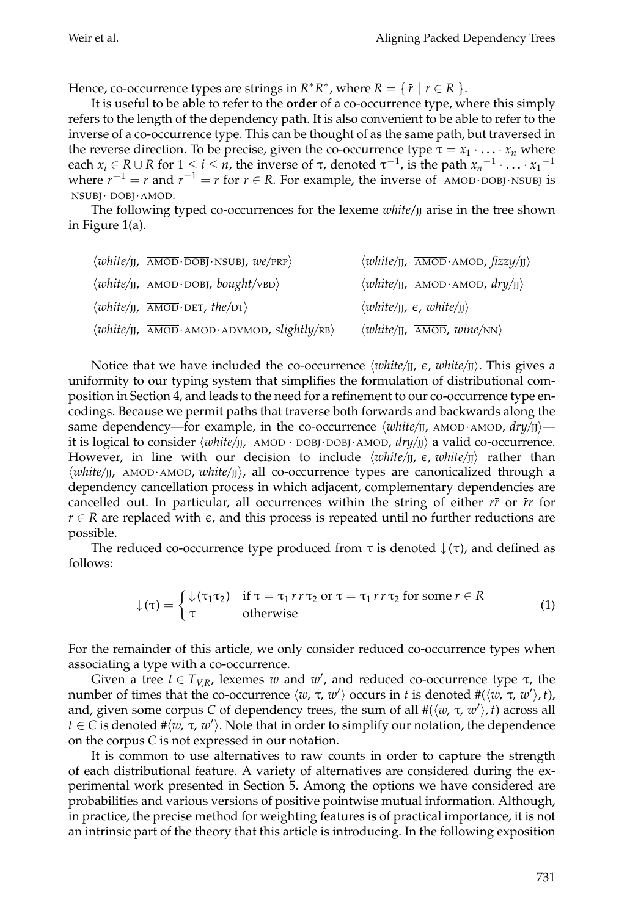Hence, co-occurrence types are strings in $\overline{R}^*R^*$, where $\overline{R} = \{ \bar{r} \mid r \in R \}$.

It is useful to be able to refer to the **order** of a co-occurrence type, where this simply refers to the length of the dependency path. It is also convenient to be able to refer to the inverse of a co-occurrence type. This can be thought of as the same path, but traversed in the reverse direction. To be precise, given the co-occurrence type $\tau = x_1 \cdot \ldots \cdot x_n$ where each $x_i \in R \cup \overline{R}$ for $1 \leq i \leq n$, the inverse of $\tau$, denoted $\tau^{-1}$, is the path ${x_n}^{-1} \cdot \ldots \cdot {x_1}^{-1}$ where $r^{-1} = \bar{r}$ and $\bar{r}^{-1} = r$ for $r \in R$. For example, the inverse of $\overline{\text{AMOD}} \cdot \text{DOBJ} \cdot \text{NSUBJ}$ is $\overline{\text{NSUBJ}} \cdot \overline{\text{DOBJ}} \cdot \text{AMOD}$.

The following typed co-occurrences for the lexeme *white*/JJ arise in the tree shown in Figure 1(a).

$\langle$*white*/JJ, $\overline{\text{AMOD}} \cdot \overline{\text{DOBJ}} \cdot \text{NSUBJ}$, *we*/PRP$\rangle$

$\langle$*white*/JJ, $\overline{\text{AMOD}} \cdot \overline{\text{DOBJ}}$, *bought*/VBD$\rangle$

$\langle$*white*/JJ, $\overline{\text{AMOD}} \cdot \text{DET}$, *the*/DT$\rangle$

$\langle$*white*/JJ, $\overline{\text{AMOD}} \cdot \text{AMOD} \cdot \text{ADVMOD}$, *slightly*/RB$\rangle$

$\langle$*white*/JJ, $\overline{\text{AMOD}} \cdot \text{AMOD}$, *fizzy*/JJ$\rangle$

$\langle$*white*/JJ, $\overline{\text{AMOD}} \cdot \text{AMOD}$, *dry*/JJ$\rangle$

$\langle$*white*/JJ, $\epsilon$, *white*/JJ$\rangle$

$\langle$*white*/JJ, $\overline{\text{AMOD}}$, *wine*/NN$\rangle$

Notice that we have included the co-occurrence $\langle$*white*/JJ, $\epsilon$, *white*/JJ$\rangle$. This gives a uniformity to our typing system that simplifies the formulation of distributional composition in Section 4, and leads to the need for a refinement to our co-occurrence type encodings. Because we permit paths that traverse both forwards and backwards along the same dependency—for example, in the co-occurrence $\langle$*white*/JJ, $\overline{\text{AMOD}} \cdot \text{AMOD}$, *dry*/JJ$\rangle$—it is logical to consider $\langle$*white*/JJ, $\overline{\text{AMOD}} \cdot \overline{\text{DOBJ}} \cdot \text{DOBJ} \cdot \text{AMOD}$, *dry*/JJ$\rangle$ a valid co-occurrence. However, in line with our decision to include $\langle$*white*/JJ, $\epsilon$, *white*/JJ$\rangle$ rather than $\langle$*white*/JJ, $\overline{\text{AMOD}} \cdot \text{AMOD}$, *white*/JJ$\rangle$, all co-occurrence types are canonicalized through a dependency cancellation process in which adjacent, complementary dependencies are cancelled out. In particular, all occurrences within the string of either $r\bar{r}$ or $\bar{r}r$ for $r \in R$ are replaced with $\epsilon$, and this process is repeated until no further reductions are possible.

The reduced co-occurrence type produced from $\tau$ is denoted $\downarrow(\tau)$, and defined as follows:

$$\downarrow(\tau) = \begin{cases} \downarrow(\tau_1\tau_2) & \text{if } \tau = \tau_1\, r\, \bar{r}\, \tau_2 \text{ or } \tau = \tau_1\, \bar{r}\, r\, \tau_2 \text{ for some } r \in R \\ \tau & \text{otherwise} \end{cases} \tag{1}$$

For the remainder of this article, we only consider reduced co-occurrence types when associating a type with a co-occurrence.

Given a tree $t \in T_{V,R}$, lexemes $w$ and $w'$, and reduced co-occurrence type $\tau$, the number of times that the co-occurrence $\langle w, \tau, w' \rangle$ occurs in $t$ is denoted $\#(\langle w, \tau, w' \rangle, t)$, and, given some corpus $C$ of dependency trees, the sum of all $\#(\langle w, \tau, w' \rangle, t)$ across all $t \in C$ is denoted $\#\langle w, \tau, w' \rangle$. Note that in order to simplify our notation, the dependence on the corpus $C$ is not expressed in our notation.

It is common to use alternatives to raw counts in order to capture the strength of each distributional feature. A variety of alternatives are considered during the experimental work presented in Section 5. Among the options we have considered are probabilities and various versions of positive pointwise mutual information. Although, in practice, the precise method for weighting features is of practical importance, it is not an intrinsic part of the theory that this article is introducing. In the following exposition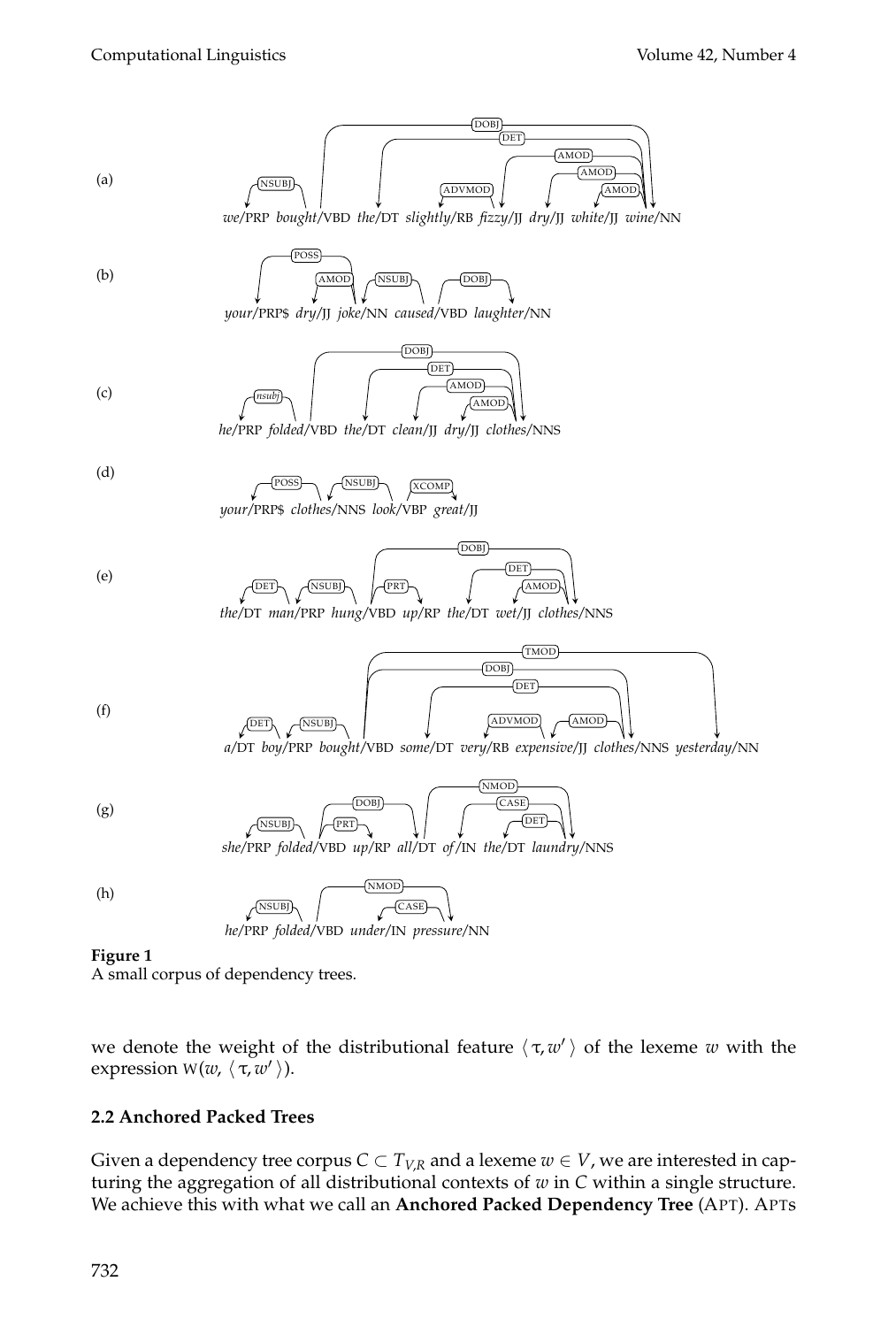**Figure 1**
A small corpus of dependency trees.

we denote the weight of the distributional feature $\langle \tau, w' \rangle$ of the lexeme $w$ with the expression $\text{W}(w, \langle \tau, w' \rangle)$.

### 2.2 Anchored Packed Trees

Given a dependency tree corpus $C \subset T_{V,R}$ and a lexeme $w \in V$, we are interested in capturing the aggregation of all distributional contexts of $w$ in $C$ within a single structure. We achieve this with what we call an **Anchored Packed Dependency Tree** (APT). APTs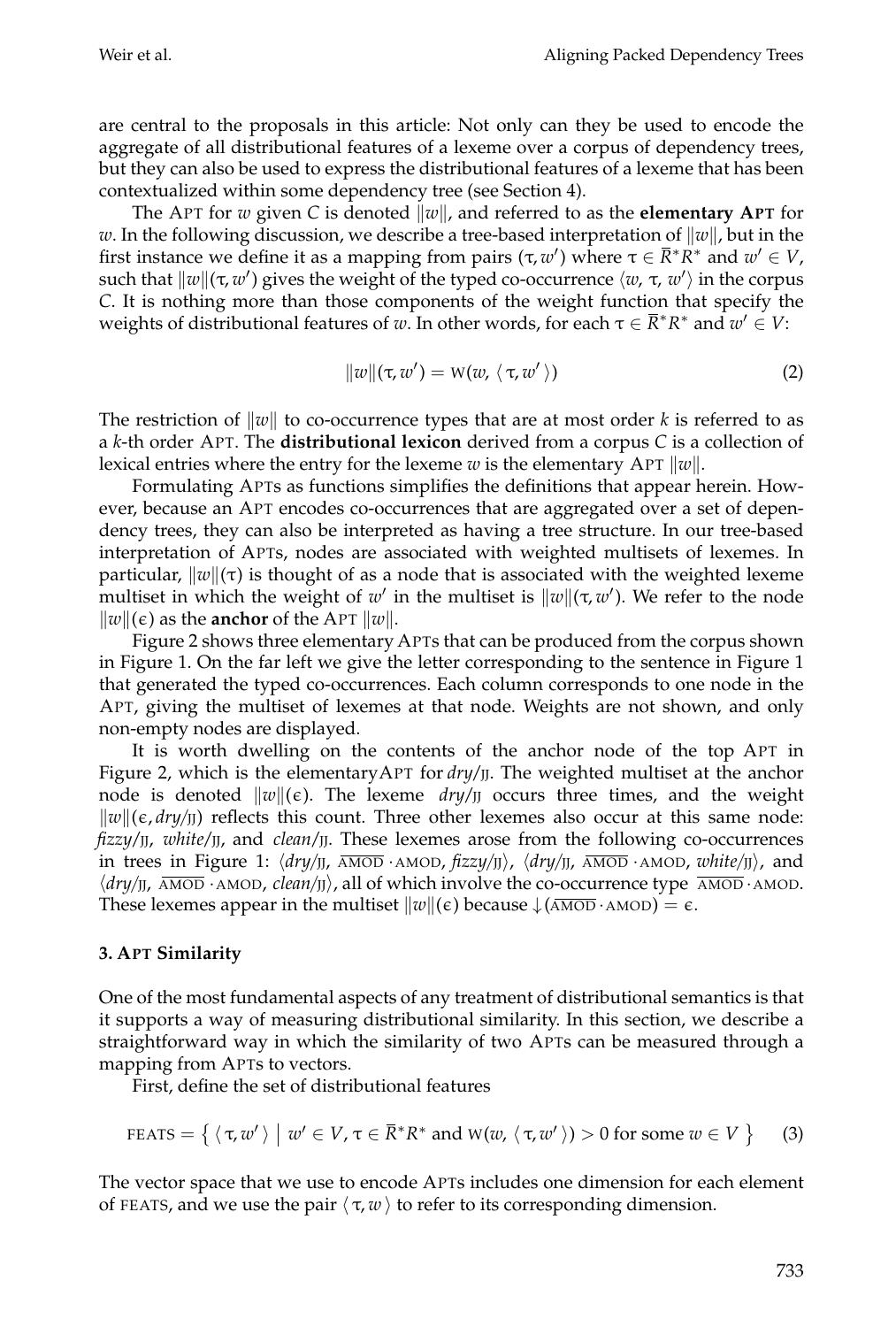are central to the proposals in this article: Not only can they be used to encode the aggregate of all distributional features of a lexeme over a corpus of dependency trees, but they can also be used to express the distributional features of a lexeme that has been contextualized within some dependency tree (see Section 4).

The APT for $w$ given $C$ is denoted $\|w\|$, and referred to as the **elementary APT** for $w$. In the following discussion, we describe a tree-based interpretation of $\|w\|$, but in the first instance we define it as a mapping from pairs $(\tau, w')$ where $\tau \in \bar{R}^*R^*$ and $w' \in V$, such that $\|w\|(\tau, w')$ gives the weight of the typed co-occurrence $\langle w, \tau, w' \rangle$ in the corpus $C$. It is nothing more than those components of the weight function that specify the weights of distributional features of $w$. In other words, for each $\tau \in \bar{R}^*R^*$ and $w' \in V$:

$$\|w\|(\tau, w') = \mathrm{W}(w, \langle \tau, w' \rangle) \tag{2}$$

The restriction of $\|w\|$ to co-occurrence types that are at most order $k$ is referred to as a $k$-th order APT. The **distributional lexicon** derived from a corpus $C$ is a collection of lexical entries where the entry for the lexeme $w$ is the elementary APT $\|w\|$.

Formulating APTs as functions simplifies the definitions that appear herein. However, because an APT encodes co-occurrences that are aggregated over a set of dependency trees, they can also be interpreted as having a tree structure. In our tree-based interpretation of APTs, nodes are associated with weighted multisets of lexemes. In particular, $\|w\|(\tau)$ is thought of as a node that is associated with the weighted lexeme multiset in which the weight of $w'$ in the multiset is $\|w\|(\tau, w')$. We refer to the node $\|w\|(\epsilon)$ as the **anchor** of the APT $\|w\|$.

Figure 2 shows three elementary APTs that can be produced from the corpus shown in Figure 1. On the far left we give the letter corresponding to the sentence in Figure 1 that generated the typed co-occurrences. Each column corresponds to one node in the APT, giving the multiset of lexemes at that node. Weights are not shown, and only non-empty nodes are displayed.

It is worth dwelling on the contents of the anchor node of the top APT in Figure 2, which is the elementary APT for *dry*/JJ. The weighted multiset at the anchor node is denoted $\|w\|(\epsilon)$. The lexeme *dry*/JJ occurs three times, and the weight $\|w\|(\epsilon, dry/\mathrm{JJ})$ reflects this count. Three other lexemes also occur at this same node: *fizzy*/JJ, *white*/JJ, and *clean*/JJ. These lexemes arose from the following co-occurrences in trees in Figure 1: $\langle dry/\mathrm{JJ}, \overline{\mathrm{AMOD}} \cdot \mathrm{AMOD}, fizzy/\mathrm{JJ} \rangle$, $\langle dry/\mathrm{JJ}, \overline{\mathrm{AMOD}} \cdot \mathrm{AMOD}, white/\mathrm{JJ} \rangle$, and $\langle dry/\mathrm{JJ}, \overline{\mathrm{AMOD}} \cdot \mathrm{AMOD}, clean/\mathrm{JJ} \rangle$, all of which involve the co-occurrence type $\overline{\mathrm{AMOD}} \cdot \mathrm{AMOD}$. These lexemes appear in the multiset $\|w\|(\epsilon)$ because $\downarrow(\overline{\mathrm{AMOD}} \cdot \mathrm{AMOD}) = \epsilon$.

## 3. APT Similarity

One of the most fundamental aspects of any treatment of distributional semantics is that it supports a way of measuring distributional similarity. In this section, we describe a straightforward way in which the similarity of two APTs can be measured through a mapping from APTs to vectors.

First, define the set of distributional features

$$\mathrm{FEATS} = \left\{ \langle \tau, w' \rangle \;\middle|\; w' \in V, \tau \in \bar{R}^*R^* \text{ and } \mathrm{W}(w, \langle \tau, w' \rangle) > 0 \text{ for some } w \in V \right\} \tag{3}$$

The vector space that we use to encode APTs includes one dimension for each element of FEATS, and we use the pair $\langle \tau, w \rangle$ to refer to its corresponding dimension.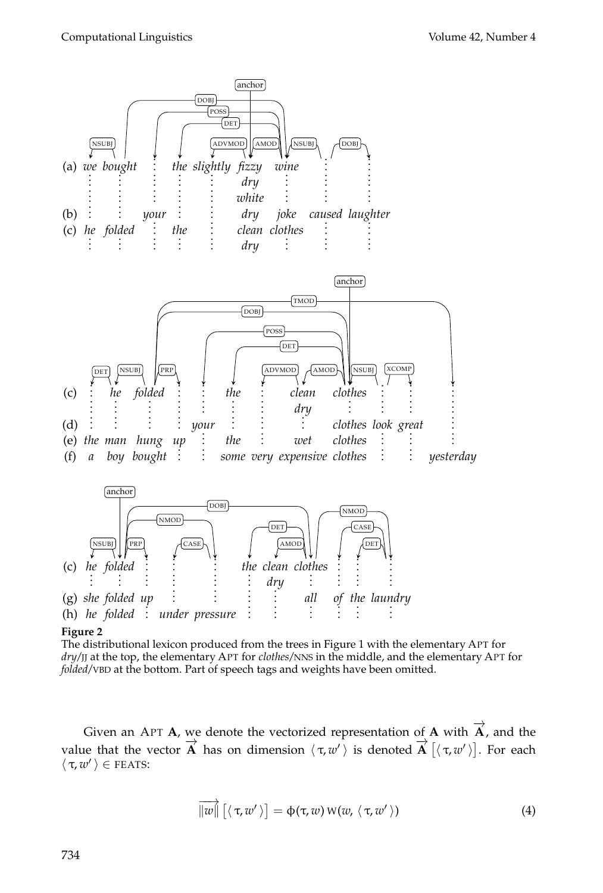**Figure 2**
The distributional lexicon produced from the trees in Figure 1 with the elementary APT for *dry*/JJ at the top, the elementary APT for *clothes*/NNS in the middle, and the elementary APT for *folded*/VBD at the bottom. Part of speech tags and weights have been omitted.

Given an APT **A**, we denote the vectorized representation of **A** with $\overrightarrow{\mathbf{A}}$, and the value that the vector $\overrightarrow{\mathbf{A}}$ has on dimension $\langle \tau, w' \rangle$ is denoted $\overrightarrow{\mathbf{A}} \left[ \langle \tau, w' \rangle \right]$. For each $\langle \tau, w' \rangle \in$ FEATS:

$$\overrightarrow{\|w\|} \left[ \langle \tau, w' \rangle \right] = \phi(\tau, w) \, \mathrm{W}(w, \langle \tau, w' \rangle) \tag{4}$$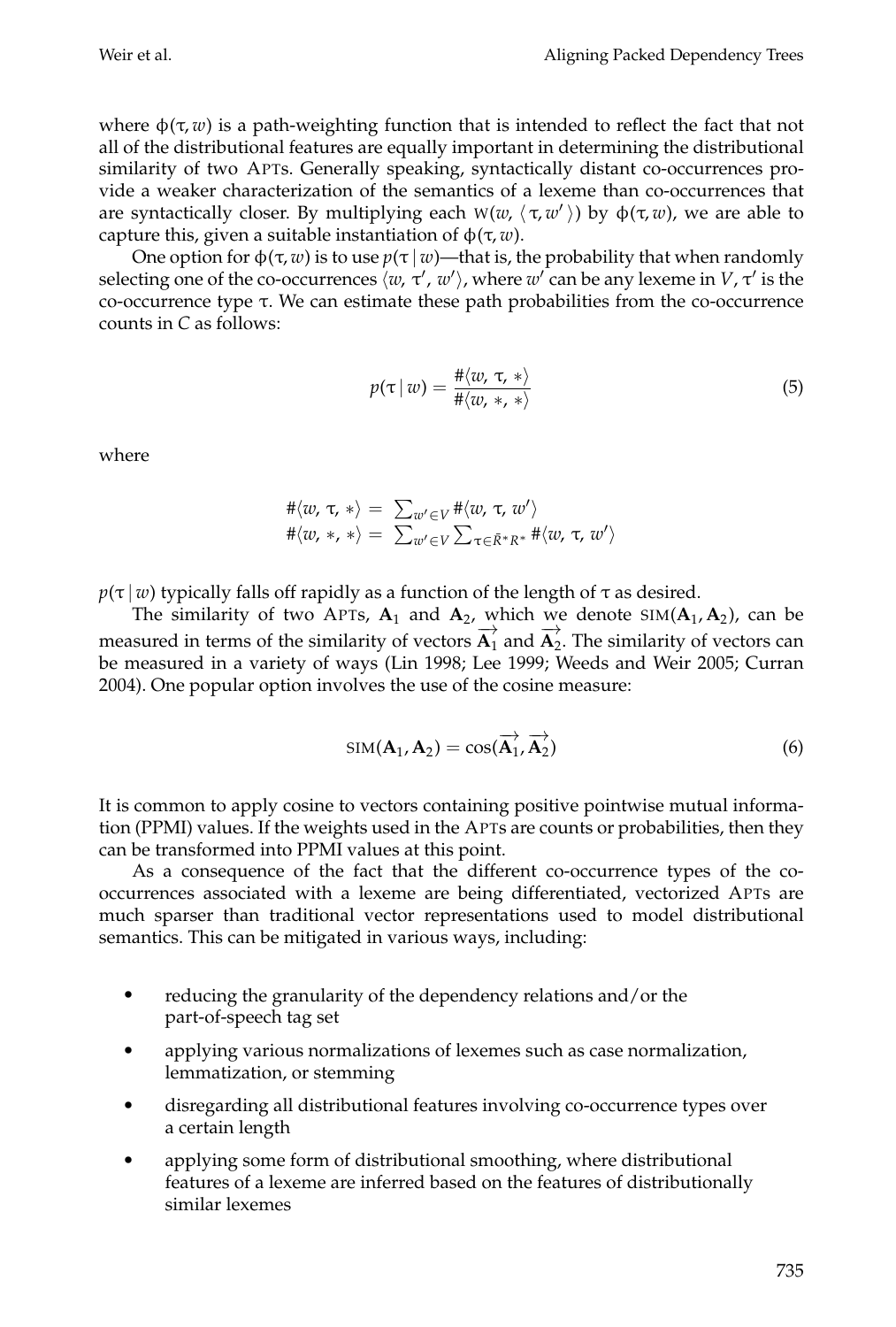where $\phi(\tau, w)$ is a path-weighting function that is intended to reflect the fact that not all of the distributional features are equally important in determining the distributional similarity of two APTs. Generally speaking, syntactically distant co-occurrences provide a weaker characterization of the semantics of a lexeme than co-occurrences that are syntactically closer. By multiplying each $\text{W}(w, \langle \tau, w' \rangle)$ by $\phi(\tau, w)$, we are able to capture this, given a suitable instantiation of $\phi(\tau, w)$.

One option for $\phi(\tau, w)$ is to use $p(\tau \mid w)$—that is, the probability that when randomly selecting one of the co-occurrences $\langle w, \tau', w' \rangle$, where $w'$ can be any lexeme in $V$, $\tau'$ is the co-occurrence type $\tau$. We can estimate these path probabilities from the co-occurrence counts in $C$ as follows:

$$p(\tau \mid w) = \frac{\#\langle w, \tau, * \rangle}{\#\langle w, *, * \rangle} \tag{5}$$

where

$$\begin{aligned}
\#\langle w, \tau, * \rangle &= \textstyle\sum_{w' \in V} \#\langle w, \tau, w' \rangle \\
\#\langle w, *, * \rangle &= \textstyle\sum_{w' \in V} \sum_{\tau \in \bar{R}^* R^*} \#\langle w, \tau, w' \rangle
\end{aligned}$$

$p(\tau \mid w)$ typically falls off rapidly as a function of the length of $\tau$ as desired.

The similarity of two APTs, $\mathbf{A}_1$ and $\mathbf{A}_2$, which we denote $\text{SIM}(\mathbf{A}_1, \mathbf{A}_2)$, can be measured in terms of the similarity of vectors $\overrightarrow{\mathbf{A}_1}$ and $\overrightarrow{\mathbf{A}_2}$. The similarity of vectors can be measured in a variety of ways (Lin 1998; Lee 1999; Weeds and Weir 2005; Curran 2004). One popular option involves the use of the cosine measure:

$$\text{SIM}(\mathbf{A}_1, \mathbf{A}_2) = \cos(\overrightarrow{\mathbf{A}_1}, \overrightarrow{\mathbf{A}_2}) \tag{6}$$

It is common to apply cosine to vectors containing positive pointwise mutual information (PPMI) values. If the weights used in the APTs are counts or probabilities, then they can be transformed into PPMI values at this point.

As a consequence of the fact that the different co-occurrence types of the co-occurrences associated with a lexeme are being differentiated, vectorized APTs are much sparser than traditional vector representations used to model distributional semantics. This can be mitigated in various ways, including:

- reducing the granularity of the dependency relations and/or the part-of-speech tag set
- applying various normalizations of lexemes such as case normalization, lemmatization, or stemming
- disregarding all distributional features involving co-occurrence types over a certain length
- applying some form of distributional smoothing, where distributional features of a lexeme are inferred based on the features of distributionally similar lexemes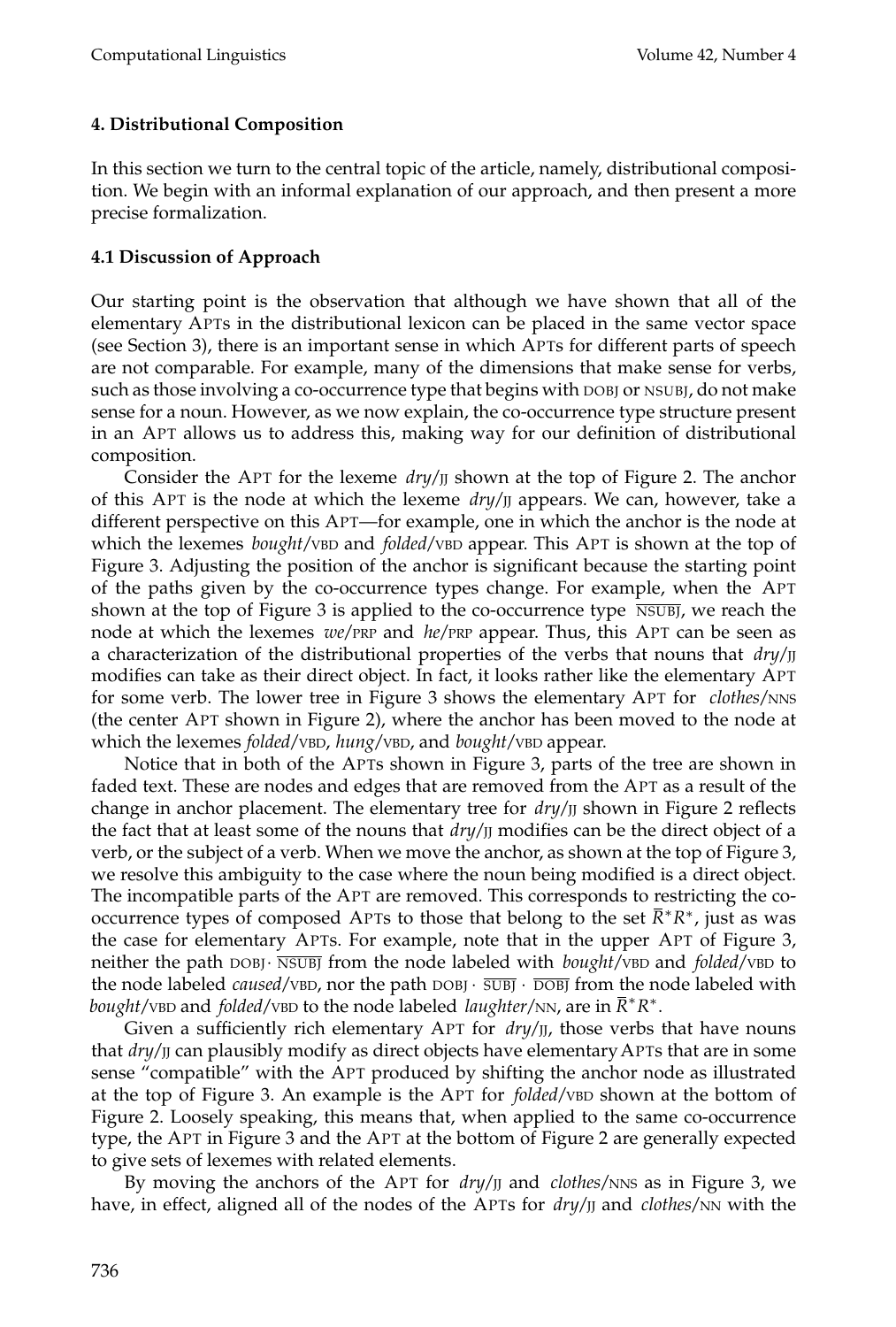## 4. Distributional Composition

In this section we turn to the central topic of the article, namely, distributional composition. We begin with an informal explanation of our approach, and then present a more precise formalization.

### 4.1 Discussion of Approach

Our starting point is the observation that although we have shown that all of the elementary APTs in the distributional lexicon can be placed in the same vector space (see Section 3), there is an important sense in which APTs for different parts of speech are not comparable. For example, many of the dimensions that make sense for verbs, such as those involving a co-occurrence type that begins with DOBJ or NSUBJ, do not make sense for a noun. However, as we now explain, the co-occurrence type structure present in an APT allows us to address this, making way for our definition of distributional composition.

Consider the APT for the lexeme *dry*/JJ shown at the top of Figure 2. The anchor of this APT is the node at which the lexeme *dry*/JJ appears. We can, however, take a different perspective on this APT—for example, one in which the anchor is the node at which the lexemes *bought*/VBD and *folded*/VBD appear. This APT is shown at the top of Figure 3. Adjusting the position of the anchor is significant because the starting point of the paths given by the co-occurrence types change. For example, when the APT shown at the top of Figure 3 is applied to the co-occurrence type $\overline{\text{NSUBJ}}$, we reach the node at which the lexemes *we*/PRP and *he*/PRP appear. Thus, this APT can be seen as a characterization of the distributional properties of the verbs that nouns that *dry*/JJ modifies can take as their direct object. In fact, it looks rather like the elementary APT for some verb. The lower tree in Figure 3 shows the elementary APT for *clothes*/NNS (the center APT shown in Figure 2), where the anchor has been moved to the node at which the lexemes *folded*/VBD, *hung*/VBD, and *bought*/VBD appear.

Notice that in both of the APTs shown in Figure 3, parts of the tree are shown in faded text. These are nodes and edges that are removed from the APT as a result of the change in anchor placement. The elementary tree for *dry*/JJ shown in Figure 2 reflects the fact that at least some of the nouns that *dry*/JJ modifies can be the direct object of a verb, or the subject of a verb. When we move the anchor, as shown at the top of Figure 3, we resolve this ambiguity to the case where the noun being modified is a direct object. The incompatible parts of the APT are removed. This corresponds to restricting the co-occurrence types of composed APTs to those that belong to the set $\bar{R}^*R^*$, just as was the case for elementary APTs. For example, note that in the upper APT of Figure 3, neither the path DOBJ$\cdot$ $\overline{\text{NSUBJ}}$ from the node labeled with *bought*/VBD and *folded*/VBD to the node labeled *caused*/VBD, nor the path DOBJ $\cdot$ $\overline{\text{SUBJ}}$ $\cdot$ $\overline{\text{DOBJ}}$ from the node labeled with *bought*/VBD and *folded*/VBD to the node labeled *laughter*/NN, are in $\bar{R}^*R^*$.

Given a sufficiently rich elementary APT for *dry*/JJ, those verbs that have nouns that *dry*/JJ can plausibly modify as direct objects have elementary APTs that are in some sense "compatible" with the APT produced by shifting the anchor node as illustrated at the top of Figure 3. An example is the APT for *folded*/VBD shown at the bottom of Figure 2. Loosely speaking, this means that, when applied to the same co-occurrence type, the APT in Figure 3 and the APT at the bottom of Figure 2 are generally expected to give sets of lexemes with related elements.

By moving the anchors of the APT for *dry*/JJ and *clothes*/NNS as in Figure 3, we have, in effect, aligned all of the nodes of the APTs for *dry*/JJ and *clothes*/NN with the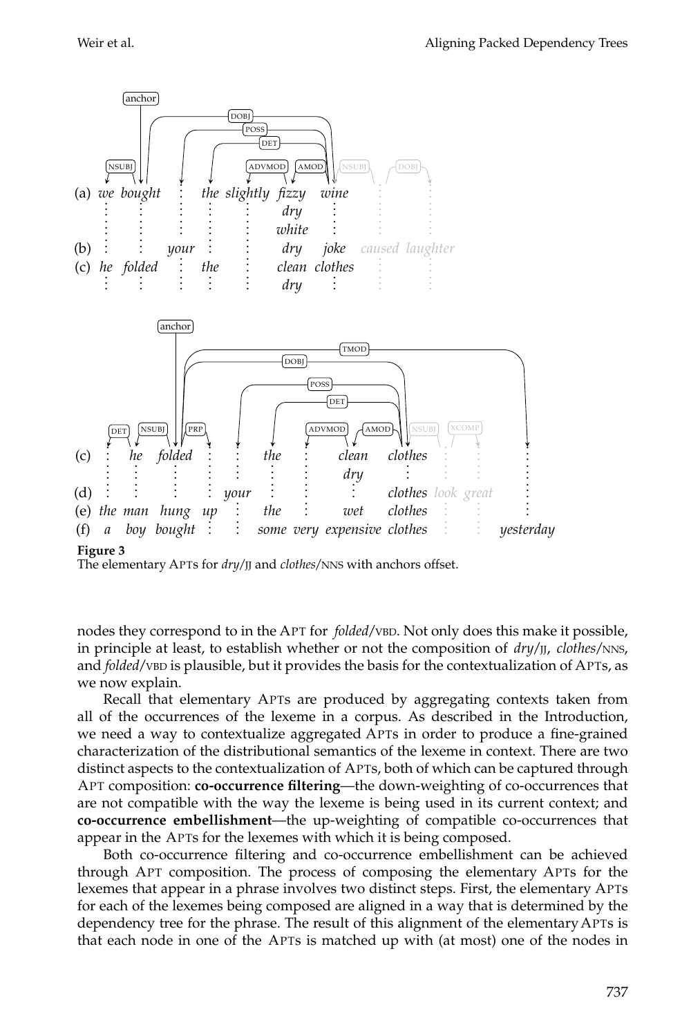**Figure 3**
The elementary APTs for *dry*/JJ and *clothes*/NNS with anchors offset.

nodes they correspond to in the APT for *folded*/VBD. Not only does this make it possible, in principle at least, to establish whether or not the composition of *dry*/JJ, *clothes*/NNS, and *folded*/VBD is plausible, but it provides the basis for the contextualization of APTs, as we now explain.

Recall that elementary APTs are produced by aggregating contexts taken from all of the occurrences of the lexeme in a corpus. As described in the Introduction, we need a way to contextualize aggregated APTs in order to produce a fine-grained characterization of the distributional semantics of the lexeme in context. There are two distinct aspects to the contextualization of APTs, both of which can be captured through APT composition: **co-occurrence filtering**—the down-weighting of co-occurrences that are not compatible with the way the lexeme is being used in its current context; and **co-occurrence embellishment**—the up-weighting of compatible co-occurrences that appear in the APTs for the lexemes with which it is being composed.

Both co-occurrence filtering and co-occurrence embellishment can be achieved through APT composition. The process of composing the elementary APTs for the lexemes that appear in a phrase involves two distinct steps. First, the elementary APTs for each of the lexemes being composed are aligned in a way that is determined by the dependency tree for the phrase. The result of this alignment of the elementary APTs is that each node in one of the APTs is matched up with (at most) one of the nodes in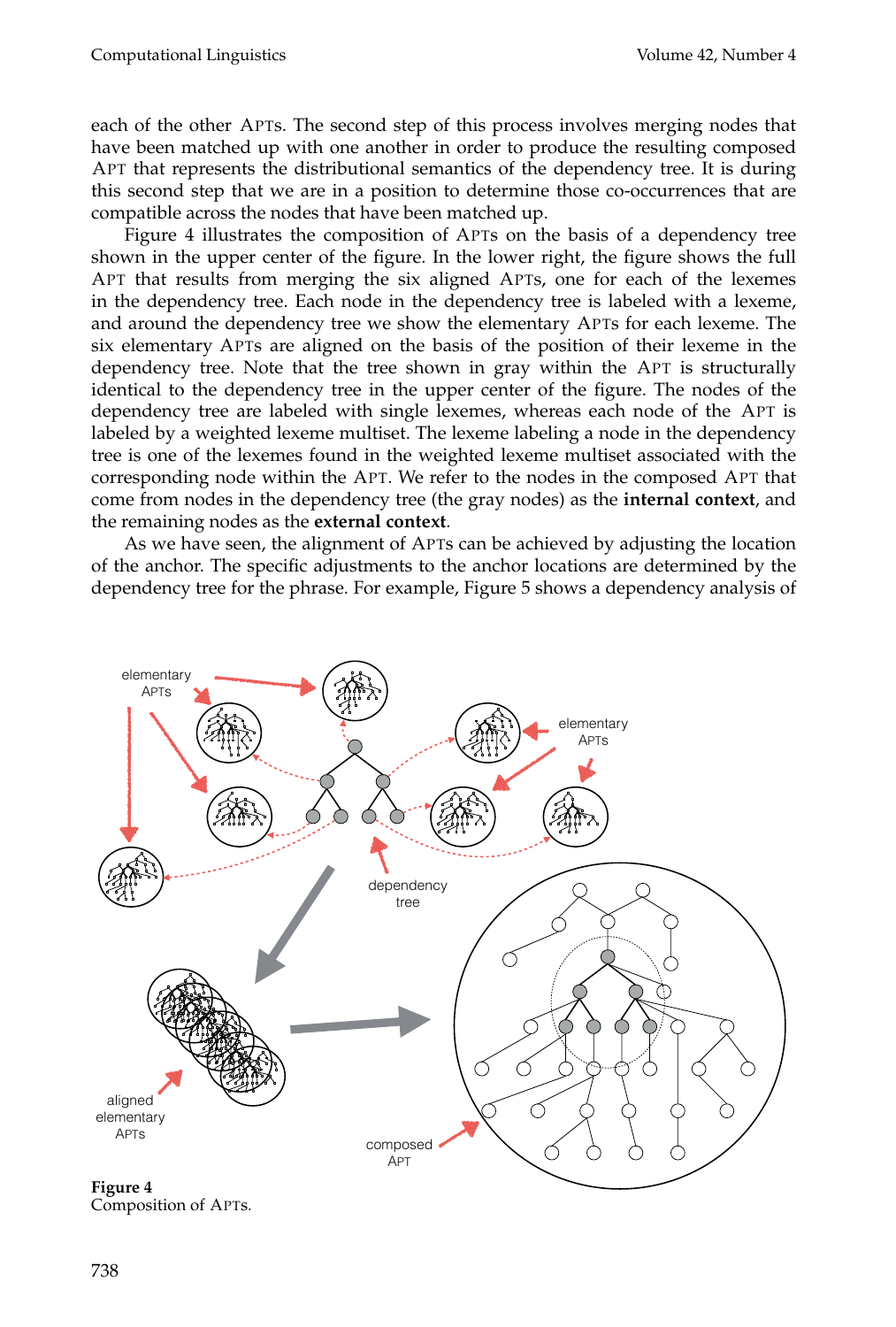each of the other APTs. The second step of this process involves merging nodes that have been matched up with one another in order to produce the resulting composed APT that represents the distributional semantics of the dependency tree. It is during this second step that we are in a position to determine those co-occurrences that are compatible across the nodes that have been matched up.

Figure 4 illustrates the composition of APTs on the basis of a dependency tree shown in the upper center of the figure. In the lower right, the figure shows the full APT that results from merging the six aligned APTs, one for each of the lexemes in the dependency tree. Each node in the dependency tree is labeled with a lexeme, and around the dependency tree we show the elementary APTs for each lexeme. The six elementary APTs are aligned on the basis of the position of their lexeme in the dependency tree. Note that the tree shown in gray within the APT is structurally identical to the dependency tree in the upper center of the figure. The nodes of the dependency tree are labeled with single lexemes, whereas each node of the APT is labeled by a weighted lexeme multiset. The lexeme labeling a node in the dependency tree is one of the lexemes found in the weighted lexeme multiset associated with the corresponding node within the APT. We refer to the nodes in the composed APT that come from nodes in the dependency tree (the gray nodes) as the **internal context**, and the remaining nodes as the **external context**.

As we have seen, the alignment of APTs can be achieved by adjusting the location of the anchor. The specific adjustments to the anchor locations are determined by the dependency tree for the phrase. For example, Figure 5 shows a dependency analysis of

**Figure 4**
Composition of APTs.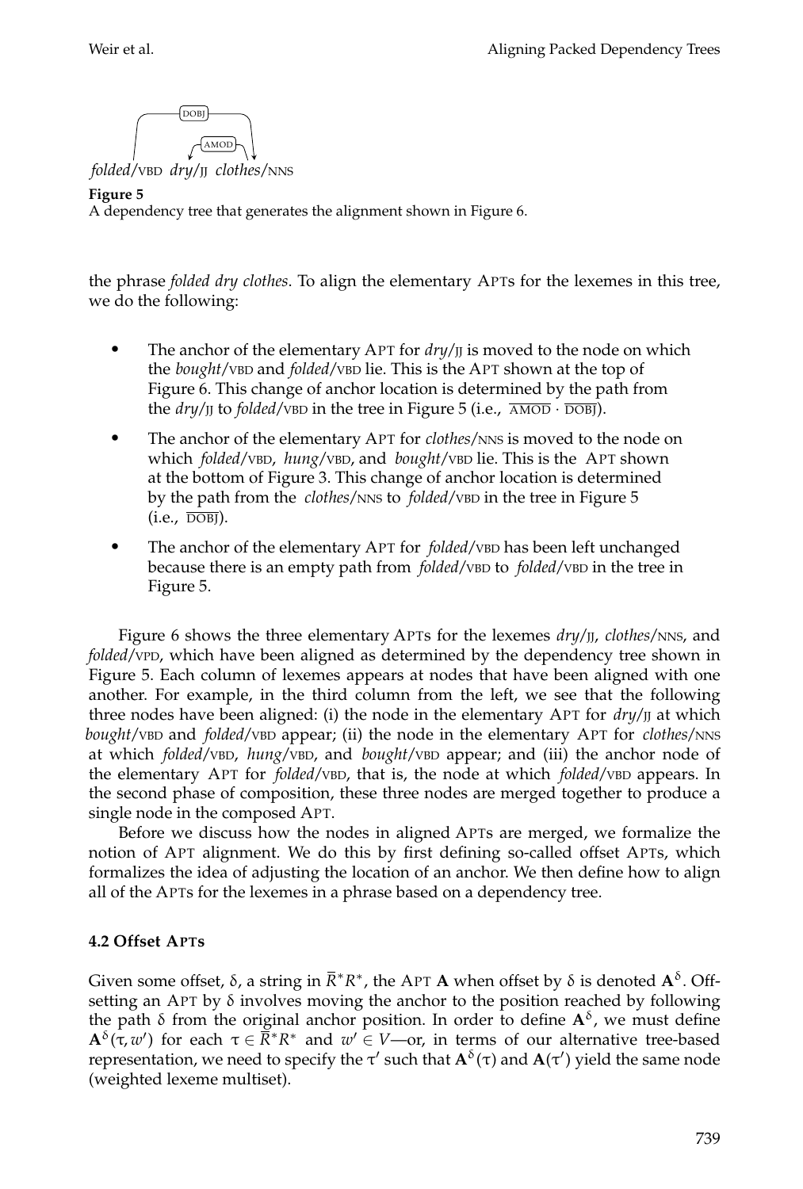folded/VBD dry/JJ clothes/NNS

**Figure 5**
A dependency tree that generates the alignment shown in Figure 6.

the phrase *folded dry clothes*. To align the elementary APTs for the lexemes in this tree, we do the following:

- The anchor of the elementary APT for *dry*/JJ is moved to the node on which the *bought*/VBD and *folded*/VBD lie. This is the APT shown at the top of Figure 6. This change of anchor location is determined by the path from the *dry*/JJ to *folded*/VBD in the tree in Figure 5 (i.e., $\overline{\text{AMOD}} \cdot \overline{\text{DOBJ}}$).
- The anchor of the elementary APT for *clothes*/NNS is moved to the node on which *folded*/VBD, *hung*/VBD, and *bought*/VBD lie. This is the APT shown at the bottom of Figure 3. This change of anchor location is determined by the path from the *clothes*/NNS to *folded*/VBD in the tree in Figure 5 (i.e., $\overline{\text{DOBJ}}$).
- The anchor of the elementary APT for *folded*/VBD has been left unchanged because there is an empty path from *folded*/VBD to *folded*/VBD in the tree in Figure 5.

Figure 6 shows the three elementary APTs for the lexemes *dry*/JJ, *clothes*/NNS, and *folded*/VPD, which have been aligned as determined by the dependency tree shown in Figure 5. Each column of lexemes appears at nodes that have been aligned with one another. For example, in the third column from the left, we see that the following three nodes have been aligned: (i) the node in the elementary APT for *dry*/JJ at which *bought*/VBD and *folded*/VBD appear; (ii) the node in the elementary APT for *clothes*/NNS at which *folded*/VBD, *hung*/VBD, and *bought*/VBD appear; and (iii) the anchor node of the elementary APT for *folded*/VBD, that is, the node at which *folded*/VBD appears. In the second phase of composition, these three nodes are merged together to produce a single node in the composed APT.

Before we discuss how the nodes in aligned APTs are merged, we formalize the notion of APT alignment. We do this by first defining so-called offset APTs, which formalizes the idea of adjusting the location of an anchor. We then define how to align all of the APTs for the lexemes in a phrase based on a dependency tree.

### 4.2 Offset APTs

Given some offset, $\delta$, a string in $\overline{R}^*R^*$, the APT $\mathbf{A}$ when offset by $\delta$ is denoted $\mathbf{A}^\delta$. Offsetting an APT by $\delta$ involves moving the anchor to the position reached by following the path $\delta$ from the original anchor position. In order to define $\mathbf{A}^\delta$, we must define $\mathbf{A}^\delta(\tau, w')$ for each $\tau \in \overline{R}^*R^*$ and $w' \in V$—or, in terms of our alternative tree-based representation, we need to specify the $\tau'$ such that $\mathbf{A}^\delta(\tau)$ and $\mathbf{A}(\tau')$ yield the same node (weighted lexeme multiset).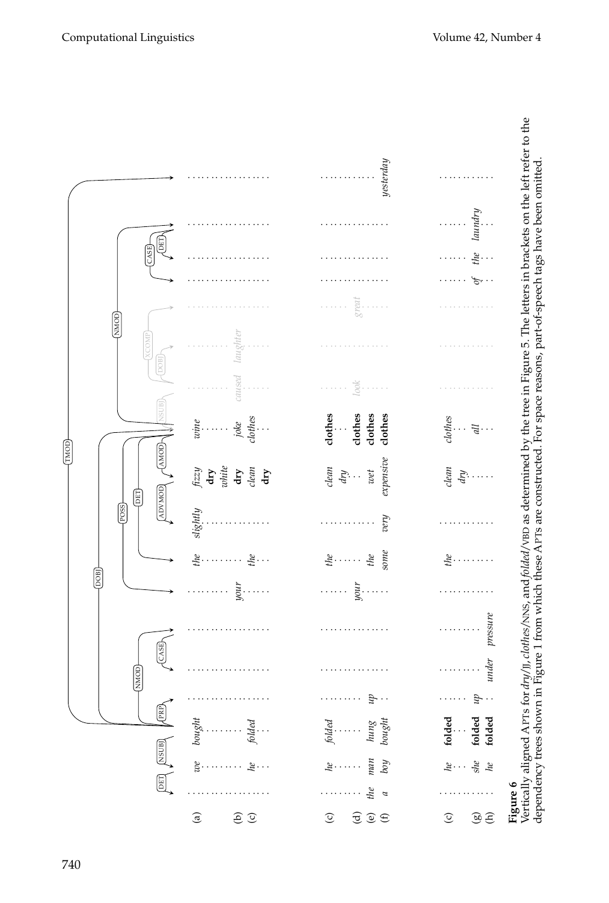**Figure 6**
Vertically aligned APTs for *dry*/JJ, *clothes*/NNS, and *folded*/VBD as determined by the tree in Figure 5. The letters in brackets on the left refer to the dependency trees shown in Figure 1 from which these APTs are constructed. For space reasons, part-of-speech tags have been omitted.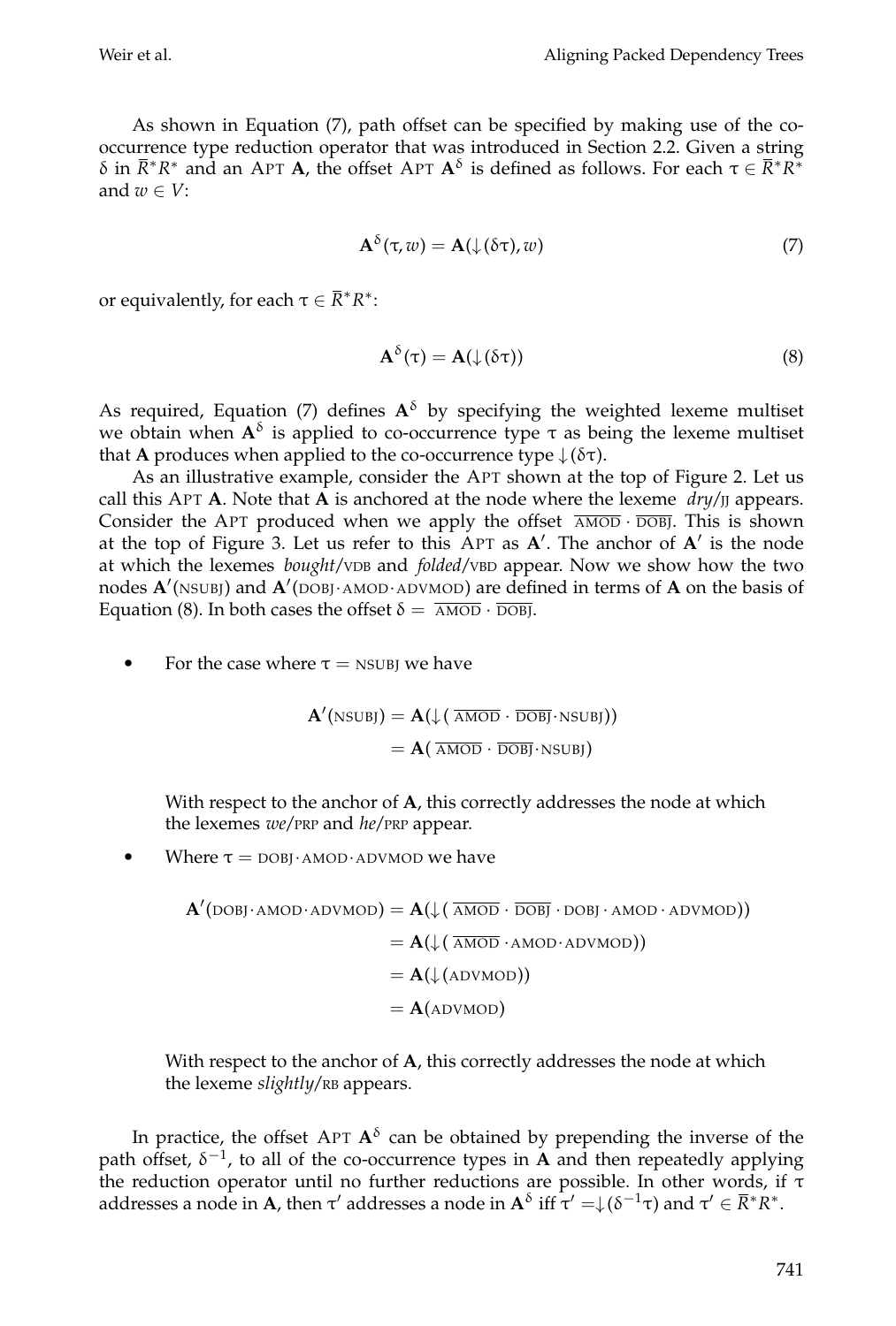As shown in Equation (7), path offset can be specified by making use of the co-occurrence type reduction operator that was introduced in Section 2.2. Given a string $\delta$ in $\bar{R}^*R^*$ and an APT $\mathbf{A}$, the offset APT $\mathbf{A}^\delta$ is defined as follows. For each $\tau \in \bar{R}^*R^*$ and $w \in V$:

$$\mathbf{A}^\delta(\tau, w) = \mathbf{A}(\downarrow(\delta\tau), w) \tag{7}$$

or equivalently, for each $\tau \in \bar{R}^*R^*$:

$$\mathbf{A}^\delta(\tau) = \mathbf{A}(\downarrow(\delta\tau)) \tag{8}$$

As required, Equation (7) defines $\mathbf{A}^\delta$ by specifying the weighted lexeme multiset we obtain when $\mathbf{A}^\delta$ is applied to co-occurrence type $\tau$ as being the lexeme multiset that $\mathbf{A}$ produces when applied to the co-occurrence type $\downarrow(\delta\tau)$.

As an illustrative example, consider the APT shown at the top of Figure 2. Let us call this APT $\mathbf{A}$. Note that $\mathbf{A}$ is anchored at the node where the lexeme *dry*/JJ appears. Consider the APT produced when we apply the offset $\overline{\text{AMOD}} \cdot \overline{\text{DOBJ}}$. This is shown at the top of Figure 3. Let us refer to this APT as $\mathbf{A}'$. The anchor of $\mathbf{A}'$ is the node at which the lexemes *bought*/VDB and *folded*/VBD appear. Now we show how the two nodes $\mathbf{A}'(\text{NSUBJ})$ and $\mathbf{A}'(\text{DOBJ}\cdot\text{AMOD}\cdot\text{ADVMOD})$ are defined in terms of $\mathbf{A}$ on the basis of Equation (8). In both cases the offset $\delta = \overline{\text{AMOD}} \cdot \overline{\text{DOBJ}}$.

- For the case where $\tau = \text{NSUBJ}$ we have

$$\begin{aligned}\mathbf{A}'(\text{NSUBJ}) &= \mathbf{A}(\downarrow(\overline{\text{AMOD}} \cdot \overline{\text{DOBJ}} \cdot \text{NSUBJ})) \\ &= \mathbf{A}(\overline{\text{AMOD}} \cdot \overline{\text{DOBJ}} \cdot \text{NSUBJ})\end{aligned}$$

  With respect to the anchor of $\mathbf{A}$, this correctly addresses the node at which the lexemes *we*/PRP and *he*/PRP appear.

- Where $\tau = \text{DOBJ}\cdot\text{AMOD}\cdot\text{ADVMOD}$ we have

$$\begin{aligned}\mathbf{A}'(\text{DOBJ}\cdot\text{AMOD}\cdot\text{ADVMOD}) &= \mathbf{A}(\downarrow(\overline{\text{AMOD}} \cdot \overline{\text{DOBJ}} \cdot \text{DOBJ} \cdot \text{AMOD} \cdot \text{ADVMOD})) \\ &= \mathbf{A}(\downarrow(\overline{\text{AMOD}} \cdot \text{AMOD}\cdot\text{ADVMOD})) \\ &= \mathbf{A}(\downarrow(\text{ADVMOD})) \\ &= \mathbf{A}(\text{ADVMOD})\end{aligned}$$

  With respect to the anchor of $\mathbf{A}$, this correctly addresses the node at which the lexeme *slightly*/RB appears.

In practice, the offset APT $\mathbf{A}^\delta$ can be obtained by prepending the inverse of the path offset, $\delta^{-1}$, to all of the co-occurrence types in $\mathbf{A}$ and then repeatedly applying the reduction operator until no further reductions are possible. In other words, if $\tau$ addresses a node in $\mathbf{A}$, then $\tau'$ addresses a node in $\mathbf{A}^\delta$ iff $\tau' = \downarrow(\delta^{-1}\tau)$ and $\tau' \in \bar{R}^*R^*$.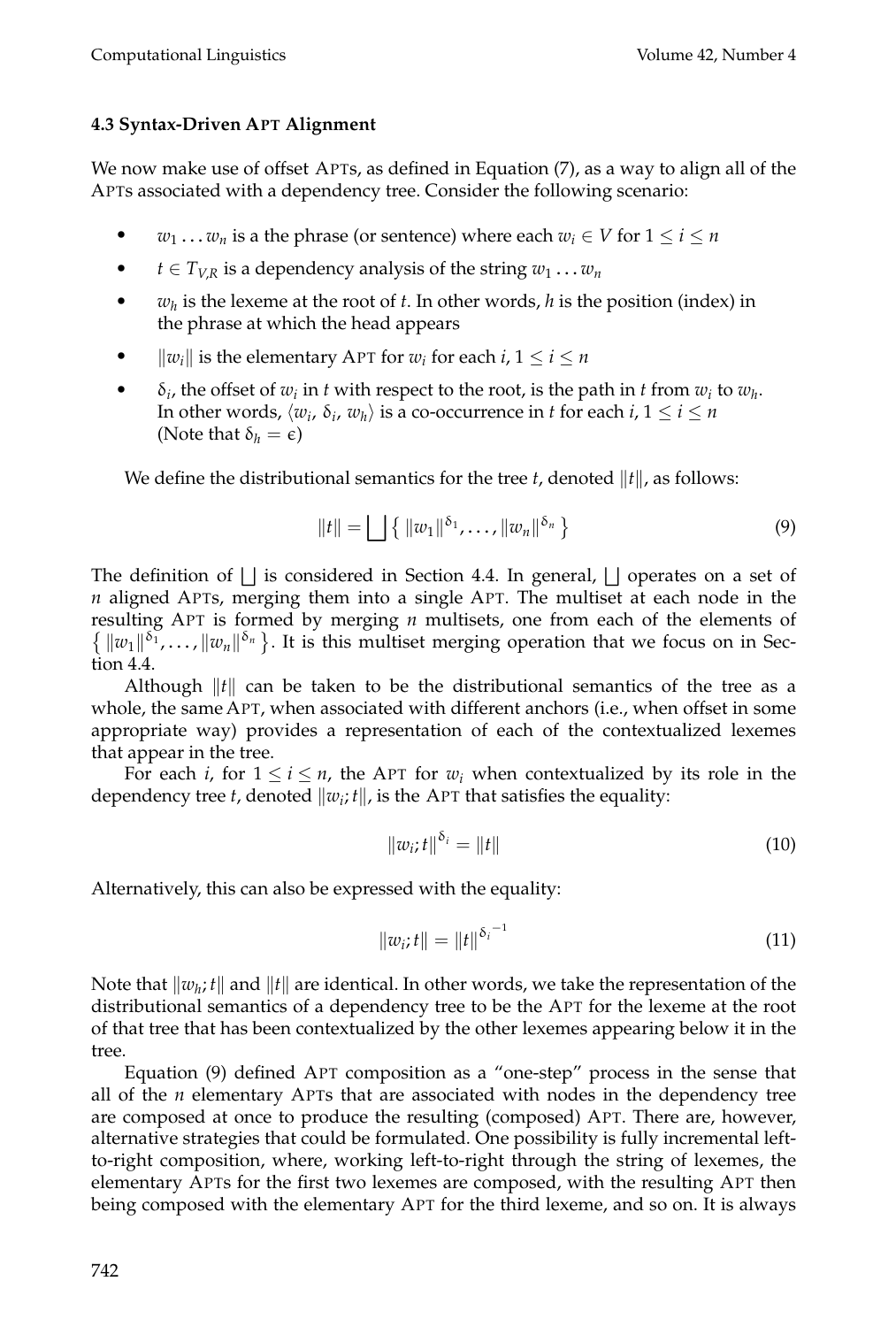### 4.3 Syntax-Driven APT Alignment

We now make use of offset APTs, as defined in Equation (7), as a way to align all of the APTs associated with a dependency tree. Consider the following scenario:

- $w_1 \ldots w_n$ is a the phrase (or sentence) where each $w_i \in V$ for $1 \leq i \leq n$
- $t \in T_{V,R}$ is a dependency analysis of the string $w_1 \ldots w_n$
- $w_h$ is the lexeme at the root of $t$. In other words, $h$ is the position (index) in the phrase at which the head appears
- $\|w_i\|$ is the elementary APT for $w_i$ for each $i$, $1 \leq i \leq n$
- $\delta_i$, the offset of $w_i$ in $t$ with respect to the root, is the path in $t$ from $w_i$ to $w_h$. In other words, $\langle w_i, \delta_i, w_h \rangle$ is a co-occurrence in $t$ for each $i$, $1 \leq i \leq n$ (Note that $\delta_h = \epsilon$)

We define the distributional semantics for the tree $t$, denoted $\|t\|$, as follows:

$$\|t\| = \bigsqcup \left\{ \|w_1\|^{\delta_1}, \ldots, \|w_n\|^{\delta_n} \right\} \tag{9}$$

The definition of $\bigsqcup$ is considered in Section 4.4. In general, $\bigsqcup$ operates on a set of $n$ aligned APTs, merging them into a single APT. The multiset at each node in the resulting APT is formed by merging $n$ multisets, one from each of the elements of $\left\{ \|w_1\|^{\delta_1}, \ldots, \|w_n\|^{\delta_n} \right\}$. It is this multiset merging operation that we focus on in Section 4.4.

Although $\|t\|$ can be taken to be the distributional semantics of the tree as a whole, the same APT, when associated with different anchors (i.e., when offset in some appropriate way) provides a representation of each of the contextualized lexemes that appear in the tree.

For each $i$, for $1 \leq i \leq n$, the APT for $w_i$ when contextualized by its role in the dependency tree $t$, denoted $\|w_i; t\|$, is the APT that satisfies the equality:

$$\|w_i; t\|^{\delta_i} = \|t\| \tag{10}$$

Alternatively, this can also be expressed with the equality:

$$\|w_i; t\| = \|t\|^{\delta_i^{-1}} \tag{11}$$

Note that $\|w_h; t\|$ and $\|t\|$ are identical. In other words, we take the representation of the distributional semantics of a dependency tree to be the APT for the lexeme at the root of that tree that has been contextualized by the other lexemes appearing below it in the tree.

Equation (9) defined APT composition as a "one-step" process in the sense that all of the $n$ elementary APTs that are associated with nodes in the dependency tree are composed at once to produce the resulting (composed) APT. There are, however, alternative strategies that could be formulated. One possibility is fully incremental left-to-right composition, where, working left-to-right through the string of lexemes, the elementary APTs for the first two lexemes are composed, with the resulting APT then being composed with the elementary APT for the third lexeme, and so on. It is always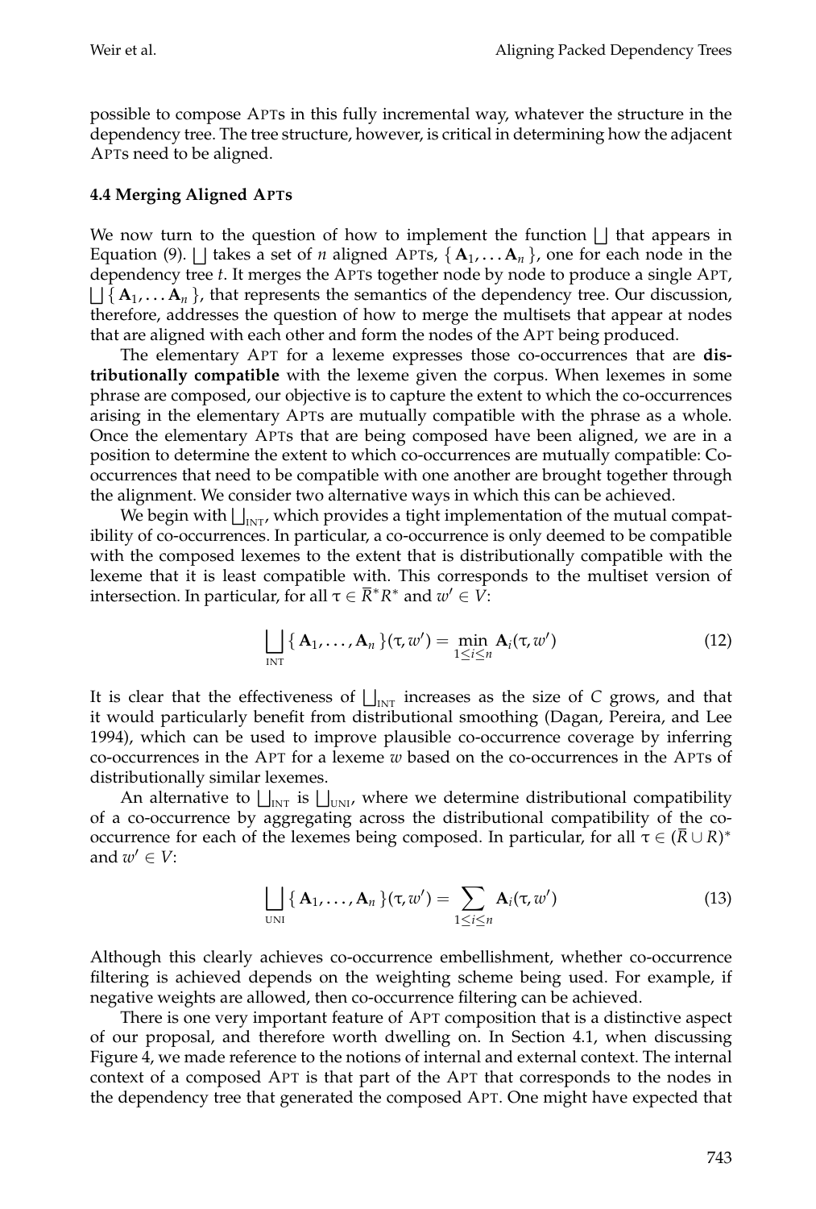possible to compose APTs in this fully incremental way, whatever the structure in the dependency tree. The tree structure, however, is critical in determining how the adjacent APTs need to be aligned.

### 4.4 Merging Aligned APTs

We now turn to the question of how to implement the function $\bigsqcup$ that appears in Equation (9). $\bigsqcup$ takes a set of $n$ aligned APTs, $\{\mathbf{A}_1, \ldots \mathbf{A}_n\}$, one for each node in the dependency tree $t$. It merges the APTs together node by node to produce a single APT, $\bigsqcup\{\mathbf{A}_1, \ldots \mathbf{A}_n\}$, that represents the semantics of the dependency tree. Our discussion, therefore, addresses the question of how to merge the multisets that appear at nodes that are aligned with each other and form the nodes of the APT being produced.

The elementary APT for a lexeme expresses those co-occurrences that are **distributionally compatible** with the lexeme given the corpus. When lexemes in some phrase are composed, our objective is to capture the extent to which the co-occurrences arising in the elementary APTs are mutually compatible with the phrase as a whole. Once the elementary APTs that are being composed have been aligned, we are in a position to determine the extent to which co-occurrences are mutually compatible: Co-occurrences that need to be compatible with one another are brought together through the alignment. We consider two alternative ways in which this can be achieved.

We begin with $\bigsqcup_{\text{INT}}$, which provides a tight implementation of the mutual compatibility of co-occurrences. In particular, a co-occurrence is only deemed to be compatible with the composed lexemes to the extent that is distributionally compatible with the lexeme that it is least compatible with. This corresponds to the multiset version of intersection. In particular, for all $\tau \in \bar{R}^* R^*$ and $w' \in V$:

$$\bigsqcup_{\text{INT}}\{\mathbf{A}_1, \ldots, \mathbf{A}_n\}(\tau, w') = \min_{1 \leq i \leq n} \mathbf{A}_i(\tau, w') \tag{12}$$

It is clear that the effectiveness of $\bigsqcup_{\text{INT}}$ increases as the size of $C$ grows, and that it would particularly benefit from distributional smoothing (Dagan, Pereira, and Lee 1994), which can be used to improve plausible co-occurrence coverage by inferring co-occurrences in the APT for a lexeme $w$ based on the co-occurrences in the APTs of distributionally similar lexemes.

An alternative to $\bigsqcup_{\text{INT}}$ is $\bigsqcup_{\text{UNI}}$, where we determine distributional compatibility of a co-occurrence by aggregating across the distributional compatibility of the co-occurrence for each of the lexemes being composed. In particular, for all $\tau \in (\bar{R} \cup R)^*$ and $w' \in V$:

$$\bigsqcup_{\text{UNI}}\{\mathbf{A}_1, \ldots, \mathbf{A}_n\}(\tau, w') = \sum_{1 \leq i \leq n} \mathbf{A}_i(\tau, w') \tag{13}$$

Although this clearly achieves co-occurrence embellishment, whether co-occurrence filtering is achieved depends on the weighting scheme being used. For example, if negative weights are allowed, then co-occurrence filtering can be achieved.

There is one very important feature of APT composition that is a distinctive aspect of our proposal, and therefore worth dwelling on. In Section 4.1, when discussing Figure 4, we made reference to the notions of internal and external context. The internal context of a composed APT is that part of the APT that corresponds to the nodes in the dependency tree that generated the composed APT. One might have expected that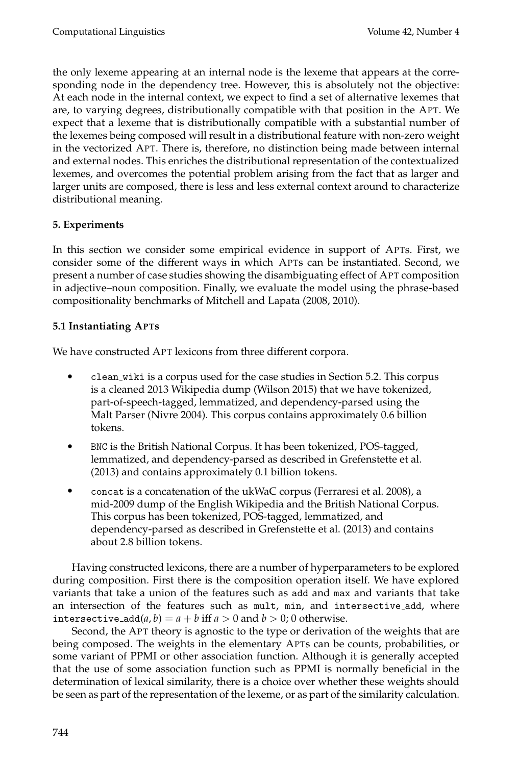the only lexeme appearing at an internal node is the lexeme that appears at the corresponding node in the dependency tree. However, this is absolutely not the objective: At each node in the internal context, we expect to find a set of alternative lexemes that are, to varying degrees, distributionally compatible with that position in the APT. We expect that a lexeme that is distributionally compatible with a substantial number of the lexemes being composed will result in a distributional feature with non-zero weight in the vectorized APT. There is, therefore, no distinction being made between internal and external nodes. This enriches the distributional representation of the contextualized lexemes, and overcomes the potential problem arising from the fact that as larger and larger units are composed, there is less and less external context around to characterize distributional meaning.

## 5. Experiments

In this section we consider some empirical evidence in support of APTs. First, we consider some of the different ways in which APTs can be instantiated. Second, we present a number of case studies showing the disambiguating effect of APT composition in adjective–noun composition. Finally, we evaluate the model using the phrase-based compositionality benchmarks of Mitchell and Lapata (2008, 2010).

### 5.1 Instantiating APTs

We have constructed APT lexicons from three different corpora.

- `clean_wiki` is a corpus used for the case studies in Section 5.2. This corpus is a cleaned 2013 Wikipedia dump (Wilson 2015) that we have tokenized, part-of-speech-tagged, lemmatized, and dependency-parsed using the Malt Parser (Nivre 2004). This corpus contains approximately 0.6 billion tokens.
- `BNC` is the British National Corpus. It has been tokenized, POS-tagged, lemmatized, and dependency-parsed as described in Grefenstette et al. (2013) and contains approximately 0.1 billion tokens.
- `concat` is a concatenation of the ukWaC corpus (Ferraresi et al. 2008), a mid-2009 dump of the English Wikipedia and the British National Corpus. This corpus has been tokenized, POS-tagged, lemmatized, and dependency-parsed as described in Grefenstette et al. (2013) and contains about 2.8 billion tokens.

Having constructed lexicons, there are a number of hyperparameters to be explored during composition. First there is the composition operation itself. We have explored variants that take a union of the features such as `add` and `max` and variants that take an intersection of the features such as `mult`, `min`, and `intersective_add`, where $\texttt{intersective\_add}(a, b) = a + b$ iff $a > 0$ and $b > 0$; 0 otherwise.

Second, the APT theory is agnostic to the type or derivation of the weights that are being composed. The weights in the elementary APTs can be counts, probabilities, or some variant of PPMI or other association function. Although it is generally accepted that the use of some association function such as PPMI is normally beneficial in the determination of lexical similarity, there is a choice over whether these weights should be seen as part of the representation of the lexeme, or as part of the similarity calculation.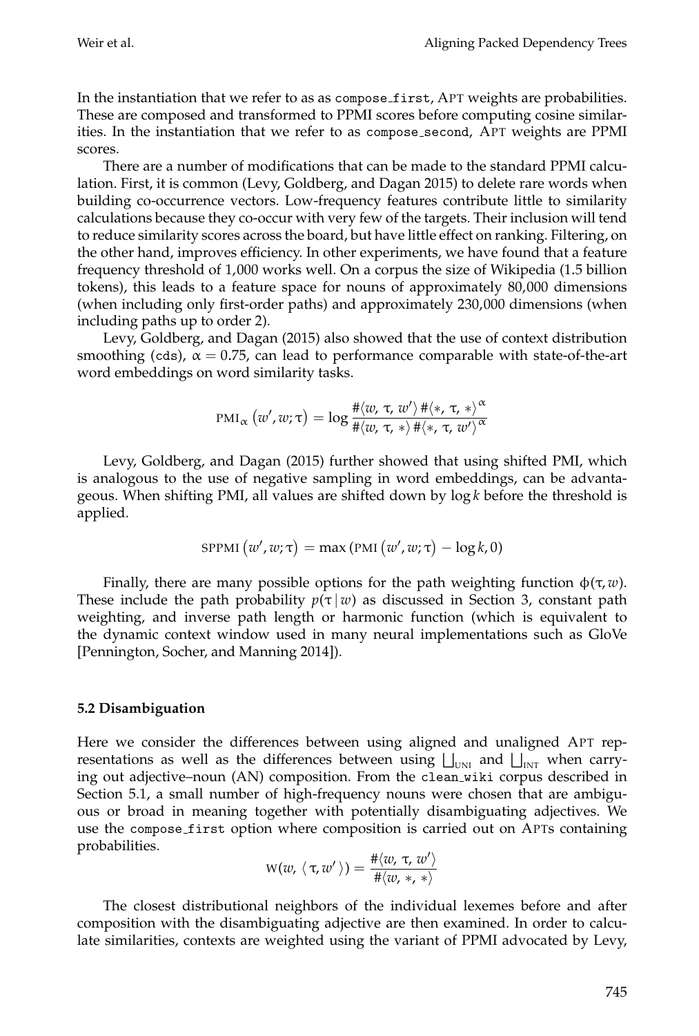In the instantiation that we refer to as as `compose_first`, APT weights are probabilities. These are composed and transformed to PPMI scores before computing cosine similarities. In the instantiation that we refer to as `compose_second`, APT weights are PPMI scores.

There are a number of modifications that can be made to the standard PPMI calculation. First, it is common (Levy, Goldberg, and Dagan 2015) to delete rare words when building co-occurrence vectors. Low-frequency features contribute little to similarity calculations because they co-occur with very few of the targets. Their inclusion will tend to reduce similarity scores across the board, but have little effect on ranking. Filtering, on the other hand, improves efficiency. In other experiments, we have found that a feature frequency threshold of 1,000 works well. On a corpus the size of Wikipedia (1.5 billion tokens), this leads to a feature space for nouns of approximately 80,000 dimensions (when including only first-order paths) and approximately 230,000 dimensions (when including paths up to order 2).

Levy, Goldberg, and Dagan (2015) also showed that the use of context distribution smoothing (`cds`), $\alpha = 0.75$, can lead to performance comparable with state-of-the-art word embeddings on word similarity tasks.

$$\text{PMI}_{\alpha}\left(w', w; \tau\right) = \log \frac{\#\langle w, \tau, w' \rangle \, \#\langle *, \tau, * \rangle^{\alpha}}{\#\langle w, \tau, * \rangle \, \#\langle *, \tau, w' \rangle^{\alpha}}$$

Levy, Goldberg, and Dagan (2015) further showed that using shifted PMI, which is analogous to the use of negative sampling in word embeddings, can be advantageous. When shifting PMI, all values are shifted down by $\log k$ before the threshold is applied.

$$\text{SPPMI}\left(w', w; \tau\right) = \max\left(\text{PMI}\left(w', w; \tau\right) - \log k, 0\right)$$

Finally, there are many possible options for the path weighting function $\phi(\tau, w)$. These include the path probability $p(\tau \mid w)$ as discussed in Section 3, constant path weighting, and inverse path length or harmonic function (which is equivalent to the dynamic context window used in many neural implementations such as GloVe [Pennington, Socher, and Manning 2014]).

### 5.2 Disambiguation

Here we consider the differences between using aligned and unaligned APT representations as well as the differences between using $\bigsqcup_{\text{UNI}}$ and $\bigsqcup_{\text{INT}}$ when carrying out adjective–noun (AN) composition. From the `clean_wiki` corpus described in Section 5.1, a small number of high-frequency nouns were chosen that are ambiguous or broad in meaning together with potentially disambiguating adjectives. We use the `compose_first` option where composition is carried out on APTs containing probabilities.

$$\text{W}(w, \langle \tau, w' \rangle) = \frac{\#\langle w, \tau, w' \rangle}{\#\langle w, *, * \rangle}$$

The closest distributional neighbors of the individual lexemes before and after composition with the disambiguating adjective are then examined. In order to calculate similarities, contexts are weighted using the variant of PPMI advocated by Levy,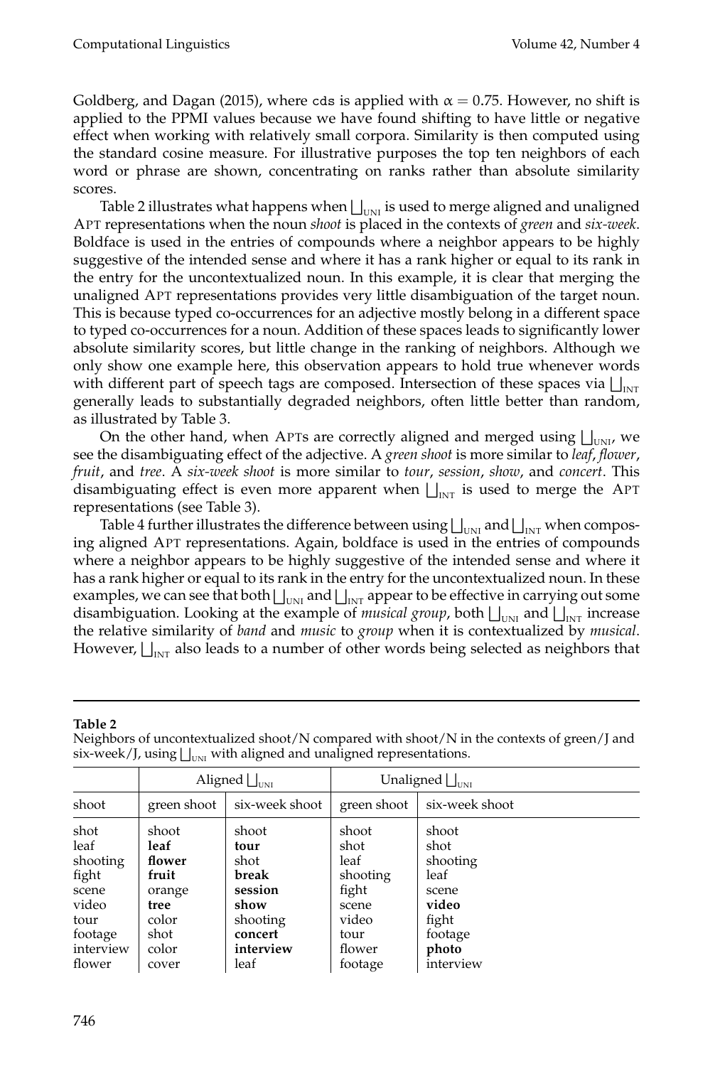Goldberg, and Dagan (2015), where `cds` is applied with $\alpha = 0.75$. However, no shift is applied to the PPMI values because we have found shifting to have little or negative effect when working with relatively small corpora. Similarity is then computed using the standard cosine measure. For illustrative purposes the top ten neighbors of each word or phrase are shown, concentrating on ranks rather than absolute similarity scores.

Table 2 illustrates what happens when $\bigsqcup_{\text{UNI}}$ is used to merge aligned and unaligned APT representations when the noun *shoot* is placed in the contexts of *green* and *six-week*. Boldface is used in the entries of compounds where a neighbor appears to be highly suggestive of the intended sense and where it has a rank higher or equal to its rank in the entry for the uncontextualized noun. In this example, it is clear that merging the unaligned APT representations provides very little disambiguation of the target noun. This is because typed co-occurrences for an adjective mostly belong in a different space to typed co-occurrences for a noun. Addition of these spaces leads to significantly lower absolute similarity scores, but little change in the ranking of neighbors. Although we only show one example here, this observation appears to hold true whenever words with different part of speech tags are composed. Intersection of these spaces via $\bigsqcup_{\text{INT}}$ generally leads to substantially degraded neighbors, often little better than random, as illustrated by Table 3.

On the other hand, when APTs are correctly aligned and merged using $\bigsqcup_{\text{UNI}}$, we see the disambiguating effect of the adjective. A *green shoot* is more similar to *leaf*, *flower*, *fruit*, and *tree*. A *six-week shoot* is more similar to *tour*, *session*, *show*, and *concert*. This disambiguating effect is even more apparent when $\bigsqcup_{\text{INT}}$ is used to merge the APT representations (see Table 3).

Table 4 further illustrates the difference between using $\bigsqcup_{\text{UNI}}$ and $\bigsqcup_{\text{INT}}$ when composing aligned APT representations. Again, boldface is used in the entries of compounds where a neighbor appears to be highly suggestive of the intended sense and where it has a rank higher or equal to its rank in the entry for the uncontextualized noun. In these examples, we can see that both $\bigsqcup_{\text{UNI}}$ and $\bigsqcup_{\text{INT}}$ appear to be effective in carrying out some disambiguation. Looking at the example of *musical group*, both $\bigsqcup_{\text{UNI}}$ and $\bigsqcup_{\text{INT}}$ increase the relative similarity of *band* and *music* to *group* when it is contextualized by *musical*. However, $\bigsqcup_{\text{INT}}$ also leads to a number of other words being selected as neighbors that

**Table 2**
Neighbors of uncontextualized shoot/N compared with shoot/N in the contexts of green/J and six-week/J, using $\bigsqcup_{\text{UNI}}$ with aligned and unaligned representations.

| | Aligned $\bigsqcup_{\text{UNI}}$ | | Unaligned $\bigsqcup_{\text{UNI}}$ | |
|---|---|---|---|---|
| shoot | green shoot | six-week shoot | green shoot | six-week shoot |
| shot | shoot | shoot | shoot | shoot |
| leaf | **leaf** | **tour** | shot | shot |
| shooting | **flower** | shot | leaf | shooting |
| fight | **fruit** | **break** | shooting | leaf |
| scene | orange | **session** | fight | scene |
| video | **tree** | **show** | scene | **video** |
| tour | color | shooting | video | fight |
| footage | shot | **concert** | tour | footage |
| interview | color | **interview** | flower | **photo** |
| flower | cover | leaf | footage | interview |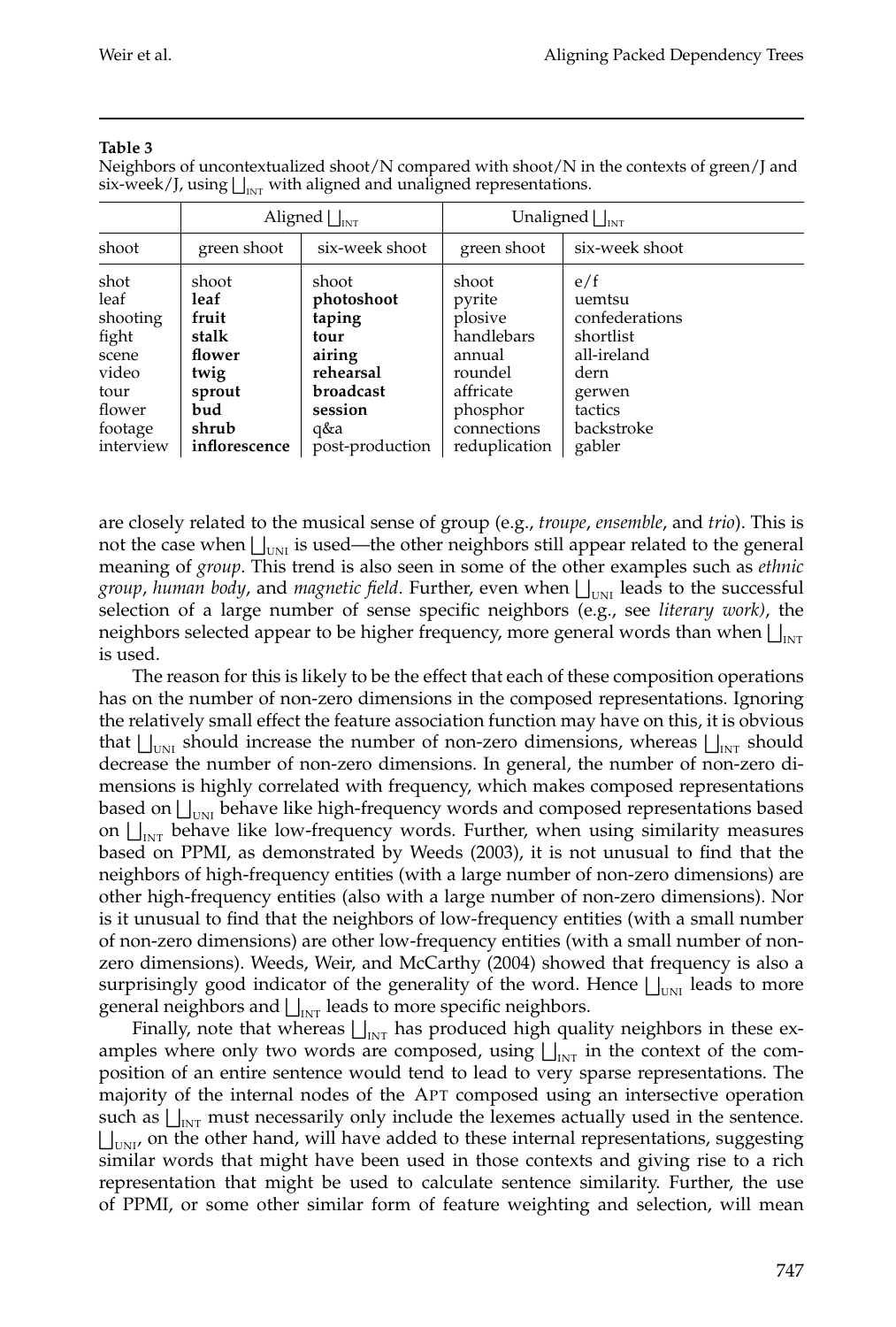**Table 3**
Neighbors of uncontextualized shoot/N compared with shoot/N in the contexts of green/J and six-week/J, using $\bigsqcup_{\text{INT}}$ with aligned and unaligned representations.

| | Aligned $\bigsqcup_{\text{INT}}$ | | Unaligned $\bigsqcup_{\text{INT}}$ | |
|---|---|---|---|---|
| shoot | green shoot | six-week shoot | green shoot | six-week shoot |
| shot | shoot | shoot | shoot | e/f |
| leaf | **leaf** | **photoshoot** | pyrite | uemtsu |
| shooting | **fruit** | **taping** | plosive | confederations |
| fight | **stalk** | **tour** | handlebars | shortlist |
| scene | **flower** | **airing** | annual | all-ireland |
| video | **twig** | **rehearsal** | roundel | dern |
| tour | **sprout** | **broadcast** | affricate | gerwen |
| flower | **bud** | **session** | phosphor | tactics |
| footage | **shrub** | q&a | connections | backstroke |
| interview | **inflorescence** | post-production | reduplication | gabler |

are closely related to the musical sense of group (e.g., *troupe*, *ensemble*, and *trio*). This is not the case when $\bigsqcup_{\text{UNI}}$ is used—the other neighbors still appear related to the general meaning of *group*. This trend is also seen in some of the other examples such as *ethnic group*, *human body*, and *magnetic field*. Further, even when $\bigsqcup_{\text{UNI}}$ leads to the successful selection of a large number of sense specific neighbors (e.g., see *literary work)*, the neighbors selected appear to be higher frequency, more general words than when $\bigsqcup_{\text{INT}}$ is used.

The reason for this is likely to be the effect that each of these composition operations has on the number of non-zero dimensions in the composed representations. Ignoring the relatively small effect the feature association function may have on this, it is obvious that $\bigsqcup_{\text{UNI}}$ should increase the number of non-zero dimensions, whereas $\bigsqcup_{\text{INT}}$ should decrease the number of non-zero dimensions. In general, the number of non-zero dimensions is highly correlated with frequency, which makes composed representations based on $\bigsqcup_{\text{UNI}}$ behave like high-frequency words and composed representations based on $\bigsqcup_{\text{INT}}$ behave like low-frequency words. Further, when using similarity measures based on PPMI, as demonstrated by Weeds (2003), it is not unusual to find that the neighbors of high-frequency entities (with a large number of non-zero dimensions) are other high-frequency entities (also with a large number of non-zero dimensions). Nor is it unusual to find that the neighbors of low-frequency entities (with a small number of non-zero dimensions) are other low-frequency entities (with a small number of non-zero dimensions). Weeds, Weir, and McCarthy (2004) showed that frequency is also a surprisingly good indicator of the generality of the word. Hence $\bigsqcup_{\text{UNI}}$ leads to more general neighbors and $\bigsqcup_{\text{INT}}$ leads to more specific neighbors.

Finally, note that whereas $\bigsqcup_{\text{INT}}$ has produced high quality neighbors in these examples where only two words are composed, using $\bigsqcup_{\text{INT}}$ in the context of the composition of an entire sentence would tend to lead to very sparse representations. The majority of the internal nodes of the APT composed using an intersective operation such as $\bigsqcup_{\text{INT}}$ must necessarily only include the lexemes actually used in the sentence. $\bigsqcup_{\text{UNI}}$, on the other hand, will have added to these internal representations, suggesting similar words that might have been used in those contexts and giving rise to a rich representation that might be used to calculate sentence similarity. Further, the use of PPMI, or some other similar form of feature weighting and selection, will mean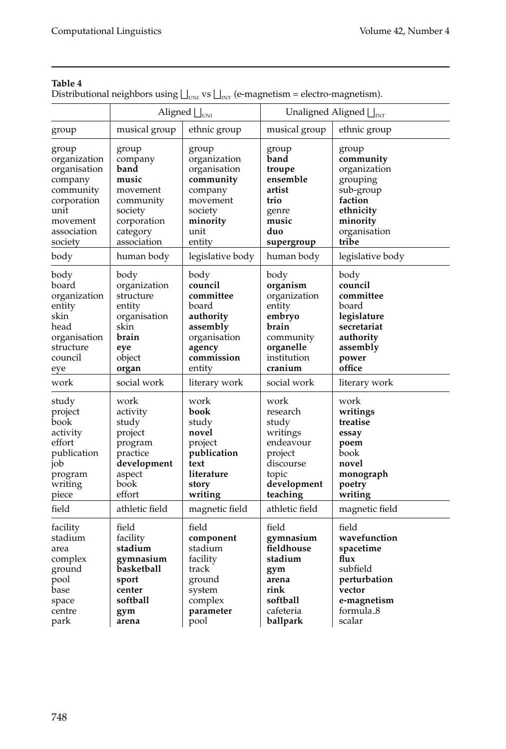**Table 4**

Distributional neighbors using $\bigsqcup_{\text{UNI}}$ vs $\bigsqcup_{\text{INT}}$ (e-magnetism = electro-magnetism).

| | Aligned $\bigsqcup_{\text{UNI}}$ | | Unaligned Aligned $\bigsqcup_{\text{INT}}$ | |
|---|---|---|---|---|
| group | musical group | ethnic group | musical group | ethnic group |
| group | group | group | group | group |
| organization | company | organization | **band** | **community** |
| organisation | **band** | organisation | **troupe** | organization |
| company | **music** | **community** | **ensemble** | grouping |
| community | movement | company | **artist** | sub-group |
| corporation | community | movement | **trio** | **faction** |
| unit | society | society | genre | **ethnicity** |
| movement | corporation | **minority** | **music** | **minority** |
| association | category | unit | **duo** | organisation |
| society | association | entity | **supergroup** | **tribe** |
| body | human body | legislative body | human body | legislative body |
| body | body | body | body | body |
| board | organization | **council** | **organism** | **council** |
| organization | structure | **committee** | organization | **committee** |
| entity | entity | board | entity | board |
| skin | organisation | **authority** | **embryo** | **legislature** |
| head | skin | **assembly** | **brain** | **secretariat** |
| organisation | **brain** | organisation | community | **authority** |
| structure | **eye** | **agency** | **organelle** | **assembly** |
| council | object | **commission** | institution | **power** |
| eye | **organ** | entity | **cranium** | **office** |
| work | social work | literary work | social work | literary work |
| study | work | work | work | work |
| project | activity | **book** | research | **writings** |
| book | study | study | study | **treatise** |
| activity | project | **novel** | writings | **essay** |
| effort | program | project | endeavour | **poem** |
| publication | practice | **publication** | project | book |
| job | **development** | **text** | discourse | **novel** |
| program | aspect | **literature** | topic | **monograph** |
| writing | book | **story** | **development** | **poetry** |
| piece | effort | **writing** | **teaching** | **writing** |
| field | athletic field | magnetic field | athletic field | magnetic field |
| facility | field | field | field | field |
| stadium | facility | **component** | **gymnasium** | **wavefunction** |
| area | **stadium** | stadium | **fieldhouse** | **spacetime** |
| complex | **gymnasium** | facility | **stadium** | **flux** |
| ground | **basketball** | track | **gym** | subfield |
| pool | **sport** | ground | **arena** | **perturbation** |
| base | **center** | system | **rink** | **vector** |
| space | **softball** | complex | **softball** | **e-magnetism** |
| centre | **gym** | **parameter** | cafeteria | formula_8 |
| park | **arena** | pool | **ballpark** | scalar |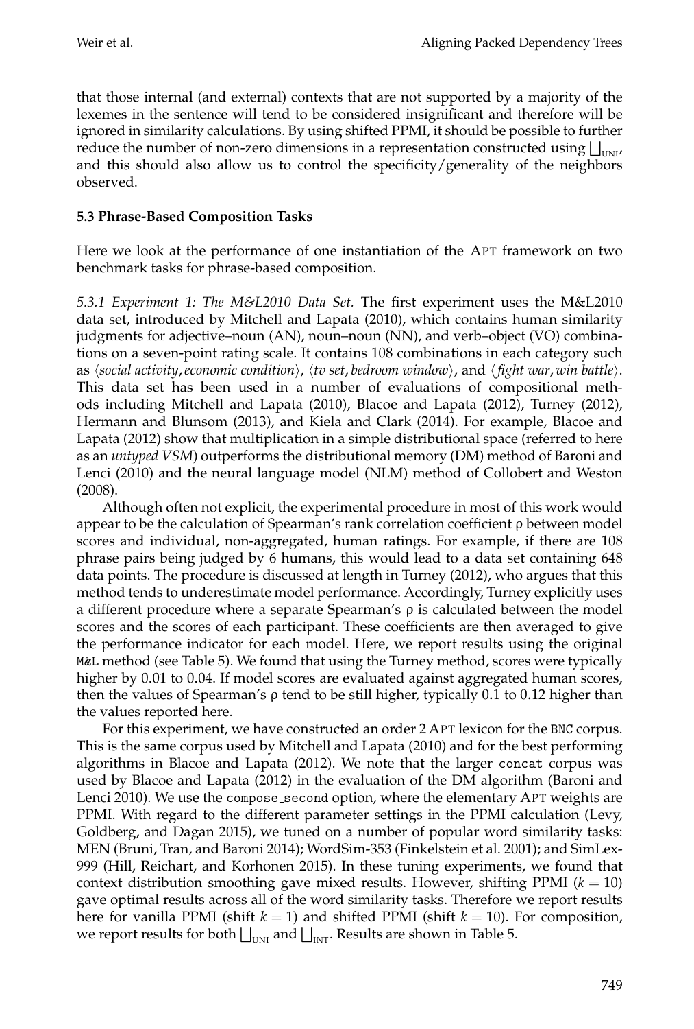that those internal (and external) contexts that are not supported by a majority of the lexemes in the sentence will tend to be considered insignificant and therefore will be ignored in similarity calculations. By using shifted PPMI, it should be possible to further reduce the number of non-zero dimensions in a representation constructed using $\bigsqcup_{\text{UNI}}$, and this should also allow us to control the specificity/generality of the neighbors observed.

### 5.3 Phrase-Based Composition Tasks

Here we look at the performance of one instantiation of the APT framework on two benchmark tasks for phrase-based composition.

*5.3.1 Experiment 1: The M&L2010 Data Set.* The first experiment uses the M&L2010 data set, introduced by Mitchell and Lapata (2010), which contains human similarity judgments for adjective–noun (AN), noun–noun (NN), and verb–object (VO) combinations on a seven-point rating scale. It contains 108 combinations in each category such as ⟨*social activity*, *economic condition*⟩, ⟨*tv set*, *bedroom window*⟩, and ⟨*fight war*, *win battle*⟩. This data set has been used in a number of evaluations of compositional methods including Mitchell and Lapata (2010), Blacoe and Lapata (2012), Turney (2012), Hermann and Blunsom (2013), and Kiela and Clark (2014). For example, Blacoe and Lapata (2012) show that multiplication in a simple distributional space (referred to here as an *untyped VSM*) outperforms the distributional memory (DM) method of Baroni and Lenci (2010) and the neural language model (NLM) method of Collobert and Weston (2008).

Although often not explicit, the experimental procedure in most of this work would appear to be the calculation of Spearman's rank correlation coefficient $\rho$ between model scores and individual, non-aggregated, human ratings. For example, if there are 108 phrase pairs being judged by 6 humans, this would lead to a data set containing 648 data points. The procedure is discussed at length in Turney (2012), who argues that this method tends to underestimate model performance. Accordingly, Turney explicitly uses a different procedure where a separate Spearman's $\rho$ is calculated between the model scores and the scores of each participant. These coefficients are then averaged to give the performance indicator for each model. Here, we report results using the original `M&L` method (see Table 5). We found that using the Turney method, scores were typically higher by 0.01 to 0.04. If model scores are evaluated against aggregated human scores, then the values of Spearman's $\rho$ tend to be still higher, typically 0.1 to 0.12 higher than the values reported here.

For this experiment, we have constructed an order 2 APT lexicon for the `BNC` corpus. This is the same corpus used by Mitchell and Lapata (2010) and for the best performing algorithms in Blacoe and Lapata (2012). We note that the larger `concat` corpus was used by Blacoe and Lapata (2012) in the evaluation of the DM algorithm (Baroni and Lenci 2010). We use the `compose_second` option, where the elementary APT weights are PPMI. With regard to the different parameter settings in the PPMI calculation (Levy, Goldberg, and Dagan 2015), we tuned on a number of popular word similarity tasks: MEN (Bruni, Tran, and Baroni 2014); WordSim-353 (Finkelstein et al. 2001); and SimLex-999 (Hill, Reichart, and Korhonen 2015). In these tuning experiments, we found that context distribution smoothing gave mixed results. However, shifting PPMI ($k = 10$) gave optimal results across all of the word similarity tasks. Therefore we report results here for vanilla PPMI (shift $k = 1$) and shifted PPMI (shift $k = 10$). For composition, we report results for both $\bigsqcup_{\text{UNI}}$ and $\bigsqcup_{\text{INT}}$. Results are shown in Table 5.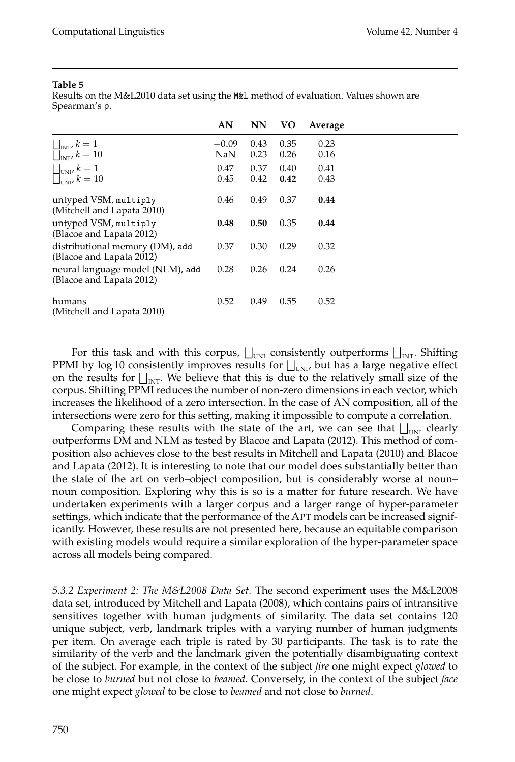**Table 5**

Results on the M&L2010 data set using the M&L method of evaluation. Values shown are Spearman's ρ.

| | AN | NN | VO | Average |
|---|---|---|---|---|
| $\bigsqcup_{\text{INT}}$, $k = 1$ | −0.09 | 0.43 | 0.35 | 0.23 |
| $\bigsqcup_{\text{INT}}$, $k = 10$ | NaN | 0.23 | 0.26 | 0.16 |
| $\bigsqcup_{\text{UNI}}$, $k = 1$ | 0.47 | 0.37 | 0.40 | 0.41 |
| $\bigsqcup_{\text{UNI}}$, $k = 10$ | 0.45 | 0.42 | **0.42** | 0.43 |
| untyped VSM, multiply (Mitchell and Lapata 2010) | 0.46 | 0.49 | 0.37 | **0.44** |
| untyped VSM, multiply (Blacoe and Lapata 2012) | **0.48** | **0.50** | 0.35 | **0.44** |
| distributional memory (DM), add (Blacoe and Lapata 2012) | 0.37 | 0.30 | 0.29 | 0.32 |
| neural language model (NLM), add (Blacoe and Lapata 2012) | 0.28 | 0.26 | 0.24 | 0.26 |
| humans (Mitchell and Lapata 2010) | 0.52 | 0.49 | 0.55 | 0.52 |

For this task and with this corpus, $\bigsqcup_{\text{UNI}}$ consistently outperforms $\bigsqcup_{\text{INT}}$. Shifting PPMI by log 10 consistently improves results for $\bigsqcup_{\text{UNI}}$, but has a large negative effect on the results for $\bigsqcup_{\text{INT}}$. We believe that this is due to the relatively small size of the corpus. Shifting PPMI reduces the number of non-zero dimensions in each vector, which increases the likelihood of a zero intersection. In the case of AN composition, all of the intersections were zero for this setting, making it impossible to compute a correlation.

Comparing these results with the state of the art, we can see that $\bigsqcup_{\text{UNI}}$ clearly outperforms DM and NLM as tested by Blacoe and Lapata (2012). This method of composition also achieves close to the best results in Mitchell and Lapata (2010) and Blacoe and Lapata (2012). It is interesting to note that our model does substantially better than the state of the art on verb–object composition, but is considerably worse at noun–noun composition. Exploring why this is so is a matter for future research. We have undertaken experiments with a larger corpus and a larger range of hyper-parameter settings, which indicate that the performance of the APT models can be increased significantly. However, these results are not presented here, because an equitable comparison with existing models would require a similar exploration of the hyper-parameter space across all models being compared.

*5.3.2 Experiment 2: The M&L2008 Data Set.* The second experiment uses the M&L2008 data set, introduced by Mitchell and Lapata (2008), which contains pairs of intransitive sensitives together with human judgments of similarity. The data set contains 120 unique subject, verb, landmark triples with a varying number of human judgments per item. On average each triple is rated by 30 participants. The task is to rate the similarity of the verb and the landmark given the potentially disambiguating context of the subject. For example, in the context of the subject *fire* one might expect *glowed* to be close to *burned* but not close to *beamed*. Conversely, in the context of the subject *face* one might expect *glowed* to be close to *beamed* and not close to *burned*.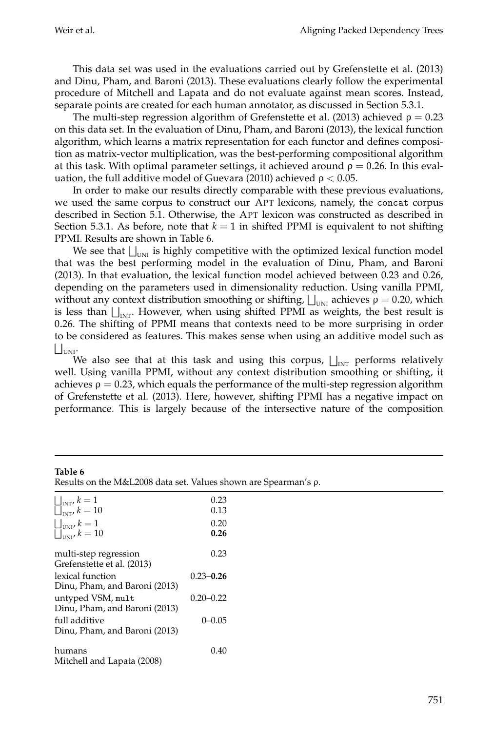This data set was used in the evaluations carried out by Grefenstette et al. (2013) and Dinu, Pham, and Baroni (2013). These evaluations clearly follow the experimental procedure of Mitchell and Lapata and do not evaluate against mean scores. Instead, separate points are created for each human annotator, as discussed in Section 5.3.1.

The multi-step regression algorithm of Grefenstette et al. (2013) achieved $\rho = 0.23$ on this data set. In the evaluation of Dinu, Pham, and Baroni (2013), the lexical function algorithm, which learns a matrix representation for each functor and defines composition as matrix-vector multiplication, was the best-performing compositional algorithm at this task. With optimal parameter settings, it achieved around $\rho = 0.26$. In this evaluation, the full additive model of Guevara (2010) achieved $\rho < 0.05$.

In order to make our results directly comparable with these previous evaluations, we used the same corpus to construct our APT lexicons, namely, the `concat` corpus described in Section 5.1. Otherwise, the APT lexicon was constructed as described in Section 5.3.1. As before, note that $k = 1$ in shifted PPMI is equivalent to not shifting PPMI. Results are shown in Table 6.

We see that $\bigsqcup_{\text{UNI}}$ is highly competitive with the optimized lexical function model that was the best performing model in the evaluation of Dinu, Pham, and Baroni (2013). In that evaluation, the lexical function model achieved between 0.23 and 0.26, depending on the parameters used in dimensionality reduction. Using vanilla PPMI, without any context distribution smoothing or shifting, $\bigsqcup_{\text{UNI}}$ achieves $\rho = 0.20$, which is less than $\bigsqcup_{\text{INT}}$. However, when using shifted PPMI as weights, the best result is 0.26. The shifting of PPMI means that contexts need to be more surprising in order to be considered as features. This makes sense when using an additive model such as $\bigsqcup_{\text{UNI}}$.

We also see that at this task and using this corpus, $\bigsqcup_{\text{INT}}$ performs relatively well. Using vanilla PPMI, without any context distribution smoothing or shifting, it achieves $\rho = 0.23$, which equals the performance of the multi-step regression algorithm of Grefenstette et al. (2013). Here, however, shifting PPMI has a negative impact on performance. This is largely because of the intersective nature of the composition

**Table 6**
Results on the M&L2008 data set. Values shown are Spearman's $\rho$.

| | |
|---|---|
| $\bigsqcup_{\text{INT}}, k = 1$ | 0.23 |
| $\bigsqcup_{\text{INT}}, k = 10$ | 0.13 |
| $\bigsqcup_{\text{UNI}}, k = 1$ | 0.20 |
| $\bigsqcup_{\text{UNI}}, k = 10$ | **0.26** |
| multi-step regression<br>Grefenstette et al. (2013) | 0.23 |
| lexical function<br>Dinu, Pham, and Baroni (2013) | 0.23–**0.26** |
| untyped VSM, `mult`<br>Dinu, Pham, and Baroni (2013) | 0.20–0.22 |
| full additive<br>Dinu, Pham, and Baroni (2013) | 0–0.05 |
| humans<br>Mitchell and Lapata (2008) | 0.40 |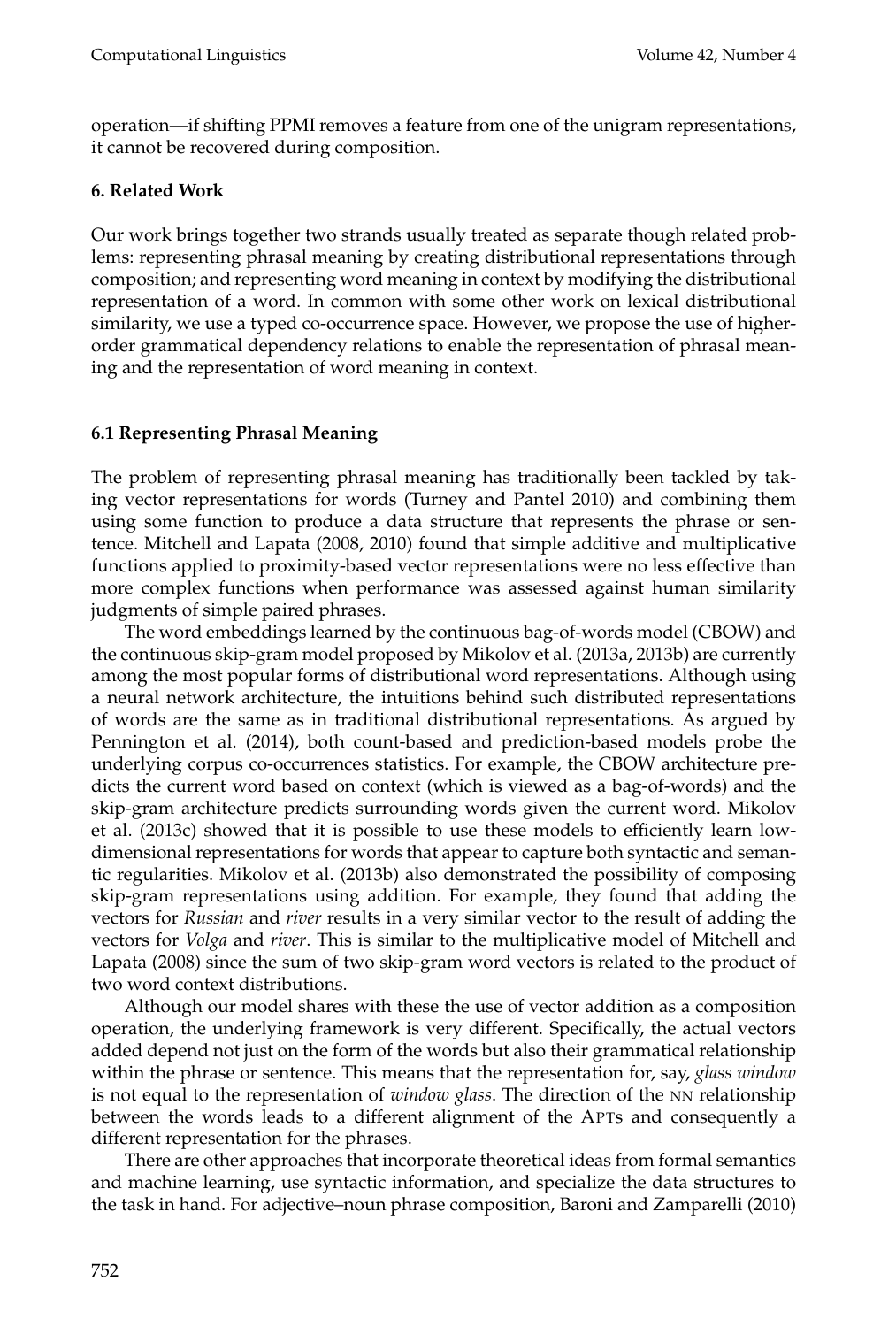operation—if shifting PPMI removes a feature from one of the unigram representations, it cannot be recovered during composition.

## 6. Related Work

Our work brings together two strands usually treated as separate though related problems: representing phrasal meaning by creating distributional representations through composition; and representing word meaning in context by modifying the distributional representation of a word. In common with some other work on lexical distributional similarity, we use a typed co-occurrence space. However, we propose the use of higher-order grammatical dependency relations to enable the representation of phrasal meaning and the representation of word meaning in context.

### 6.1 Representing Phrasal Meaning

The problem of representing phrasal meaning has traditionally been tackled by taking vector representations for words (Turney and Pantel 2010) and combining them using some function to produce a data structure that represents the phrase or sentence. Mitchell and Lapata (2008, 2010) found that simple additive and multiplicative functions applied to proximity-based vector representations were no less effective than more complex functions when performance was assessed against human similarity judgments of simple paired phrases.

The word embeddings learned by the continuous bag-of-words model (CBOW) and the continuous skip-gram model proposed by Mikolov et al. (2013a, 2013b) are currently among the most popular forms of distributional word representations. Although using a neural network architecture, the intuitions behind such distributed representations of words are the same as in traditional distributional representations. As argued by Pennington et al. (2014), both count-based and prediction-based models probe the underlying corpus co-occurrences statistics. For example, the CBOW architecture predicts the current word based on context (which is viewed as a bag-of-words) and the skip-gram architecture predicts surrounding words given the current word. Mikolov et al. (2013c) showed that it is possible to use these models to efficiently learn low-dimensional representations for words that appear to capture both syntactic and semantic regularities. Mikolov et al. (2013b) also demonstrated the possibility of composing skip-gram representations using addition. For example, they found that adding the vectors for *Russian* and *river* results in a very similar vector to the result of adding the vectors for *Volga* and *river*. This is similar to the multiplicative model of Mitchell and Lapata (2008) since the sum of two skip-gram word vectors is related to the product of two word context distributions.

Although our model shares with these the use of vector addition as a composition operation, the underlying framework is very different. Specifically, the actual vectors added depend not just on the form of the words but also their grammatical relationship within the phrase or sentence. This means that the representation for, say, *glass window* is not equal to the representation of *window glass*. The direction of the NN relationship between the words leads to a different alignment of the APTs and consequently a different representation for the phrases.

There are other approaches that incorporate theoretical ideas from formal semantics and machine learning, use syntactic information, and specialize the data structures to the task in hand. For adjective–noun phrase composition, Baroni and Zamparelli (2010)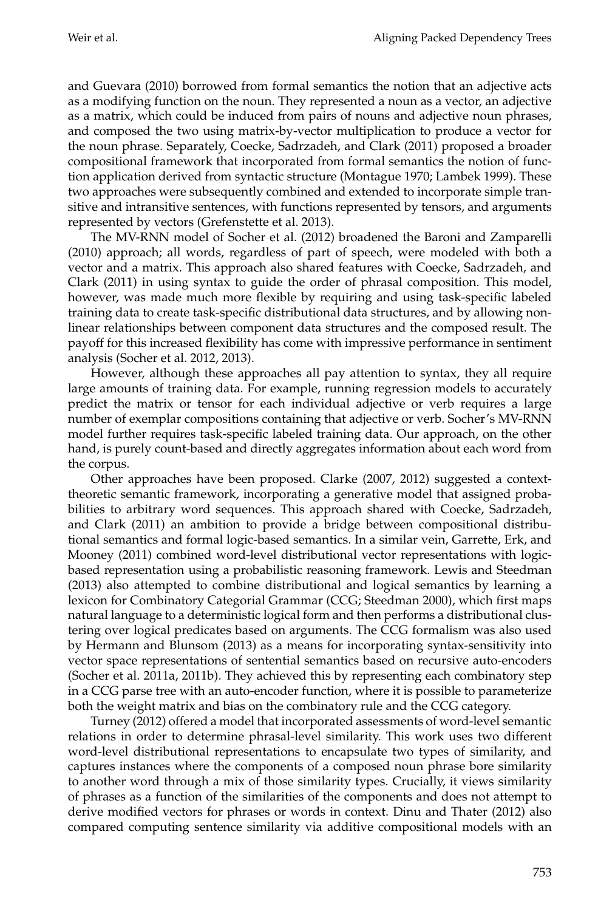and Guevara (2010) borrowed from formal semantics the notion that an adjective acts as a modifying function on the noun. They represented a noun as a vector, an adjective as a matrix, which could be induced from pairs of nouns and adjective noun phrases, and composed the two using matrix-by-vector multiplication to produce a vector for the noun phrase. Separately, Coecke, Sadrzadeh, and Clark (2011) proposed a broader compositional framework that incorporated from formal semantics the notion of function application derived from syntactic structure (Montague 1970; Lambek 1999). These two approaches were subsequently combined and extended to incorporate simple transitive and intransitive sentences, with functions represented by tensors, and arguments represented by vectors (Grefenstette et al. 2013).

The MV-RNN model of Socher et al. (2012) broadened the Baroni and Zamparelli (2010) approach; all words, regardless of part of speech, were modeled with both a vector and a matrix. This approach also shared features with Coecke, Sadrzadeh, and Clark (2011) in using syntax to guide the order of phrasal composition. This model, however, was made much more flexible by requiring and using task-specific labeled training data to create task-specific distributional data structures, and by allowing non-linear relationships between component data structures and the composed result. The payoff for this increased flexibility has come with impressive performance in sentiment analysis (Socher et al. 2012, 2013).

However, although these approaches all pay attention to syntax, they all require large amounts of training data. For example, running regression models to accurately predict the matrix or tensor for each individual adjective or verb requires a large number of exemplar compositions containing that adjective or verb. Socher's MV-RNN model further requires task-specific labeled training data. Our approach, on the other hand, is purely count-based and directly aggregates information about each word from the corpus.

Other approaches have been proposed. Clarke (2007, 2012) suggested a context-theoretic semantic framework, incorporating a generative model that assigned probabilities to arbitrary word sequences. This approach shared with Coecke, Sadrzadeh, and Clark (2011) an ambition to provide a bridge between compositional distributional semantics and formal logic-based semantics. In a similar vein, Garrette, Erk, and Mooney (2011) combined word-level distributional vector representations with logic-based representation using a probabilistic reasoning framework. Lewis and Steedman (2013) also attempted to combine distributional and logical semantics by learning a lexicon for Combinatory Categorial Grammar (CCG; Steedman 2000), which first maps natural language to a deterministic logical form and then performs a distributional clustering over logical predicates based on arguments. The CCG formalism was also used by Hermann and Blunsom (2013) as a means for incorporating syntax-sensitivity into vector space representations of sentential semantics based on recursive auto-encoders (Socher et al. 2011a, 2011b). They achieved this by representing each combinatory step in a CCG parse tree with an auto-encoder function, where it is possible to parameterize both the weight matrix and bias on the combinatory rule and the CCG category.

Turney (2012) offered a model that incorporated assessments of word-level semantic relations in order to determine phrasal-level similarity. This work uses two different word-level distributional representations to encapsulate two types of similarity, and captures instances where the components of a composed noun phrase bore similarity to another word through a mix of those similarity types. Crucially, it views similarity of phrases as a function of the similarities of the components and does not attempt to derive modified vectors for phrases or words in context. Dinu and Thater (2012) also compared computing sentence similarity via additive compositional models with an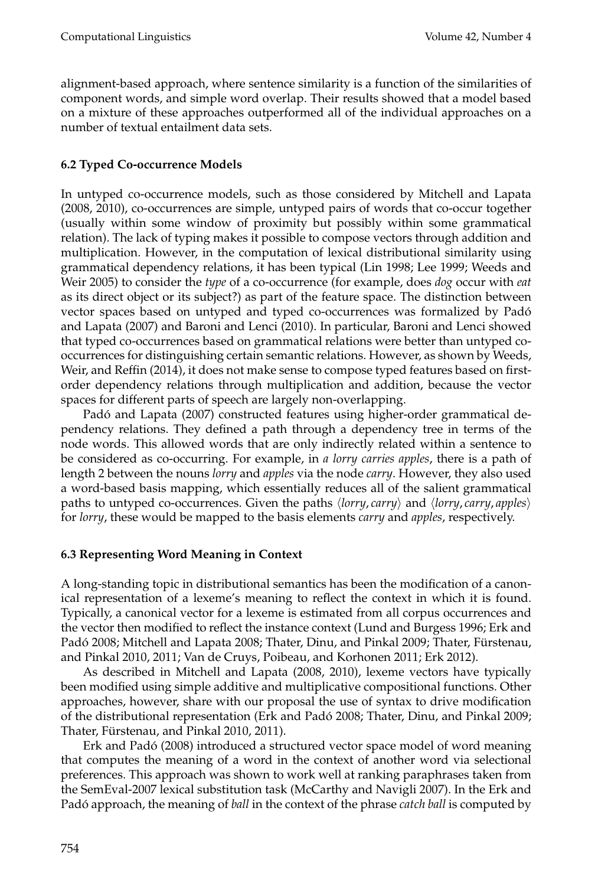alignment-based approach, where sentence similarity is a function of the similarities of component words, and simple word overlap. Their results showed that a model based on a mixture of these approaches outperformed all of the individual approaches on a number of textual entailment data sets.

### 6.2 Typed Co-occurrence Models

In untyped co-occurrence models, such as those considered by Mitchell and Lapata (2008, 2010), co-occurrences are simple, untyped pairs of words that co-occur together (usually within some window of proximity but possibly within some grammatical relation). The lack of typing makes it possible to compose vectors through addition and multiplication. However, in the computation of lexical distributional similarity using grammatical dependency relations, it has been typical (Lin 1998; Lee 1999; Weeds and Weir 2005) to consider the *type* of a co-occurrence (for example, does *dog* occur with *eat* as its direct object or its subject?) as part of the feature space. The distinction between vector spaces based on untyped and typed co-occurrences was formalized by Padó and Lapata (2007) and Baroni and Lenci (2010). In particular, Baroni and Lenci showed that typed co-occurrences based on grammatical relations were better than untyped co-occurrences for distinguishing certain semantic relations. However, as shown by Weeds, Weir, and Reffin (2014), it does not make sense to compose typed features based on first-order dependency relations through multiplication and addition, because the vector spaces for different parts of speech are largely non-overlapping.

Padó and Lapata (2007) constructed features using higher-order grammatical dependency relations. They defined a path through a dependency tree in terms of the node words. This allowed words that are only indirectly related within a sentence to be considered as co-occurring. For example, in *a lorry carries apples*, there is a path of length 2 between the nouns *lorry* and *apples* via the node *carry*. However, they also used a word-based basis mapping, which essentially reduces all of the salient grammatical paths to untyped co-occurrences. Given the paths $\langle lorry, carry \rangle$ and $\langle lorry, carry, apples \rangle$ for *lorry*, these would be mapped to the basis elements *carry* and *apples*, respectively.

### 6.3 Representing Word Meaning in Context

A long-standing topic in distributional semantics has been the modification of a canonical representation of a lexeme's meaning to reflect the context in which it is found. Typically, a canonical vector for a lexeme is estimated from all corpus occurrences and the vector then modified to reflect the instance context (Lund and Burgess 1996; Erk and Padó 2008; Mitchell and Lapata 2008; Thater, Dinu, and Pinkal 2009; Thater, Fürstenau, and Pinkal 2010, 2011; Van de Cruys, Poibeau, and Korhonen 2011; Erk 2012).

As described in Mitchell and Lapata (2008, 2010), lexeme vectors have typically been modified using simple additive and multiplicative compositional functions. Other approaches, however, share with our proposal the use of syntax to drive modification of the distributional representation (Erk and Padó 2008; Thater, Dinu, and Pinkal 2009; Thater, Fürstenau, and Pinkal 2010, 2011).

Erk and Padó (2008) introduced a structured vector space model of word meaning that computes the meaning of a word in the context of another word via selectional preferences. This approach was shown to work well at ranking paraphrases taken from the SemEval-2007 lexical substitution task (McCarthy and Navigli 2007). In the Erk and Padó approach, the meaning of *ball* in the context of the phrase *catch ball* is computed by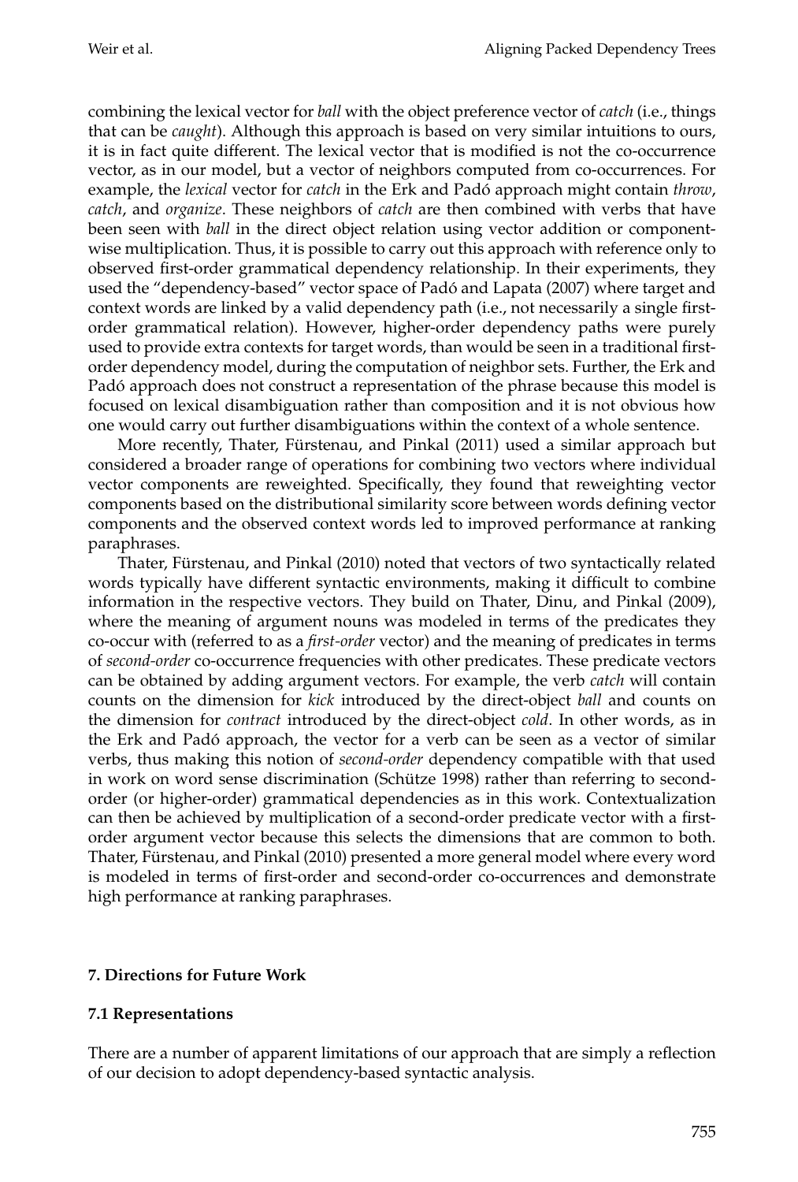combining the lexical vector for *ball* with the object preference vector of *catch* (i.e., things that can be *caught*). Although this approach is based on very similar intuitions to ours, it is in fact quite different. The lexical vector that is modified is not the co-occurrence vector, as in our model, but a vector of neighbors computed from co-occurrences. For example, the *lexical* vector for *catch* in the Erk and Padó approach might contain *throw*, *catch*, and *organize*. These neighbors of *catch* are then combined with verbs that have been seen with *ball* in the direct object relation using vector addition or component-wise multiplication. Thus, it is possible to carry out this approach with reference only to observed first-order grammatical dependency relationship. In their experiments, they used the "dependency-based" vector space of Padó and Lapata (2007) where target and context words are linked by a valid dependency path (i.e., not necessarily a single first-order grammatical relation). However, higher-order dependency paths were purely used to provide extra contexts for target words, than would be seen in a traditional first-order dependency model, during the computation of neighbor sets. Further, the Erk and Padó approach does not construct a representation of the phrase because this model is focused on lexical disambiguation rather than composition and it is not obvious how one would carry out further disambiguations within the context of a whole sentence.

More recently, Thater, Fürstenau, and Pinkal (2011) used a similar approach but considered a broader range of operations for combining two vectors where individual vector components are reweighted. Specifically, they found that reweighting vector components based on the distributional similarity score between words defining vector components and the observed context words led to improved performance at ranking paraphrases.

Thater, Fürstenau, and Pinkal (2010) noted that vectors of two syntactically related words typically have different syntactic environments, making it difficult to combine information in the respective vectors. They build on Thater, Dinu, and Pinkal (2009), where the meaning of argument nouns was modeled in terms of the predicates they co-occur with (referred to as a *first-order* vector) and the meaning of predicates in terms of *second-order* co-occurrence frequencies with other predicates. These predicate vectors can be obtained by adding argument vectors. For example, the verb *catch* will contain counts on the dimension for *kick* introduced by the direct-object *ball* and counts on the dimension for *contract* introduced by the direct-object *cold*. In other words, as in the Erk and Padó approach, the vector for a verb can be seen as a vector of similar verbs, thus making this notion of *second-order* dependency compatible with that used in work on word sense discrimination (Schütze 1998) rather than referring to second-order (or higher-order) grammatical dependencies as in this work. Contextualization can then be achieved by multiplication of a second-order predicate vector with a first-order argument vector because this selects the dimensions that are common to both. Thater, Fürstenau, and Pinkal (2010) presented a more general model where every word is modeled in terms of first-order and second-order co-occurrences and demonstrate high performance at ranking paraphrases.

## 7. Directions for Future Work

### 7.1 Representations

There are a number of apparent limitations of our approach that are simply a reflection of our decision to adopt dependency-based syntactic analysis.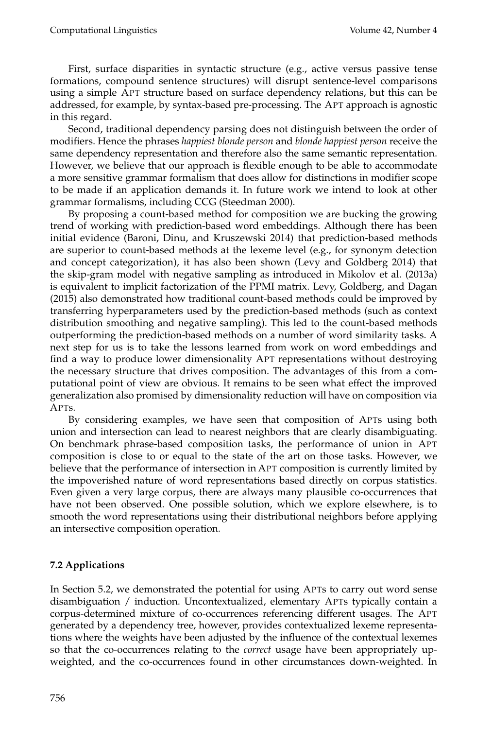First, surface disparities in syntactic structure (e.g., active versus passive tense formations, compound sentence structures) will disrupt sentence-level comparisons using a simple APT structure based on surface dependency relations, but this can be addressed, for example, by syntax-based pre-processing. The APT approach is agnostic in this regard.

Second, traditional dependency parsing does not distinguish between the order of modifiers. Hence the phrases *happiest blonde person* and *blonde happiest person* receive the same dependency representation and therefore also the same semantic representation. However, we believe that our approach is flexible enough to be able to accommodate a more sensitive grammar formalism that does allow for distinctions in modifier scope to be made if an application demands it. In future work we intend to look at other grammar formalisms, including CCG (Steedman 2000).

By proposing a count-based method for composition we are bucking the growing trend of working with prediction-based word embeddings. Although there has been initial evidence (Baroni, Dinu, and Kruszewski 2014) that prediction-based methods are superior to count-based methods at the lexeme level (e.g., for synonym detection and concept categorization), it has also been shown (Levy and Goldberg 2014) that the skip-gram model with negative sampling as introduced in Mikolov et al. (2013a) is equivalent to implicit factorization of the PPMI matrix. Levy, Goldberg, and Dagan (2015) also demonstrated how traditional count-based methods could be improved by transferring hyperparameters used by the prediction-based methods (such as context distribution smoothing and negative sampling). This led to the count-based methods outperforming the prediction-based methods on a number of word similarity tasks. A next step for us is to take the lessons learned from work on word embeddings and find a way to produce lower dimensionality APT representations without destroying the necessary structure that drives composition. The advantages of this from a computational point of view are obvious. It remains to be seen what effect the improved generalization also promised by dimensionality reduction will have on composition via APTs.

By considering examples, we have seen that composition of APTs using both union and intersection can lead to nearest neighbors that are clearly disambiguating. On benchmark phrase-based composition tasks, the performance of union in APT composition is close to or equal to the state of the art on those tasks. However, we believe that the performance of intersection in APT composition is currently limited by the impoverished nature of word representations based directly on corpus statistics. Even given a very large corpus, there are always many plausible co-occurrences that have not been observed. One possible solution, which we explore elsewhere, is to smooth the word representations using their distributional neighbors before applying an intersective composition operation.

### 7.2 Applications

In Section 5.2, we demonstrated the potential for using APTs to carry out word sense disambiguation / induction. Uncontextualized, elementary APTs typically contain a corpus-determined mixture of co-occurrences referencing different usages. The APT generated by a dependency tree, however, provides contextualized lexeme representations where the weights have been adjusted by the influence of the contextual lexemes so that the co-occurrences relating to the *correct* usage have been appropriately up-weighted, and the co-occurrences found in other circumstances down-weighted. In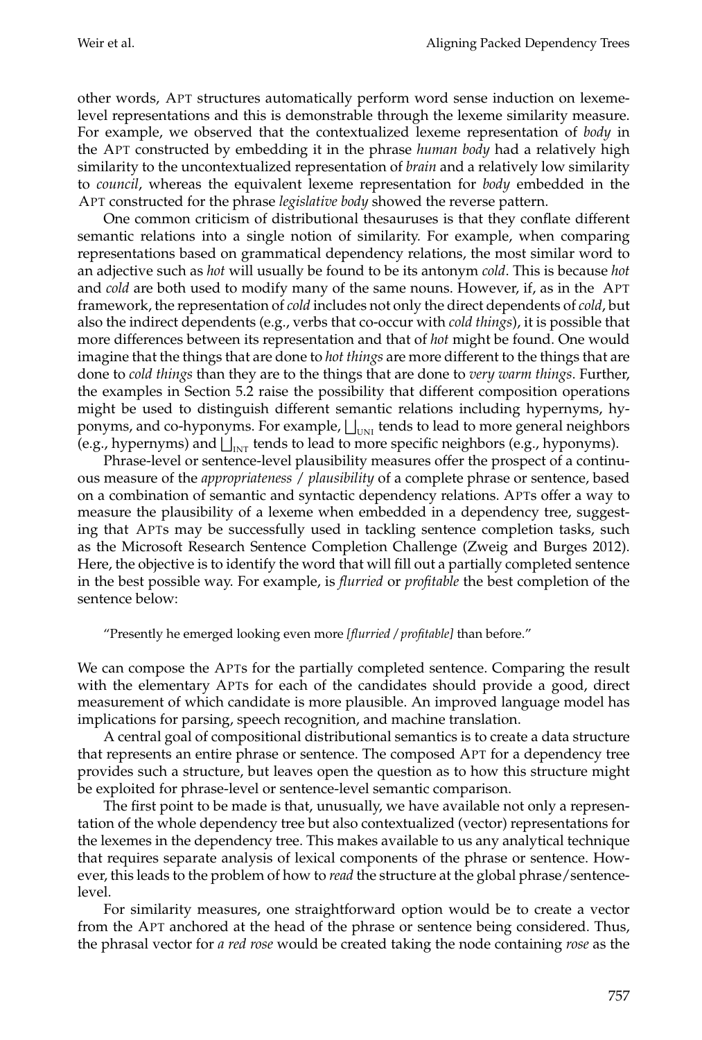other words, APT structures automatically perform word sense induction on lexeme-level representations and this is demonstrable through the lexeme similarity measure. For example, we observed that the contextualized lexeme representation of *body* in the APT constructed by embedding it in the phrase *human body* had a relatively high similarity to the uncontextualized representation of *brain* and a relatively low similarity to *council*, whereas the equivalent lexeme representation for *body* embedded in the APT constructed for the phrase *legislative body* showed the reverse pattern.

One common criticism of distributional thesauruses is that they conflate different semantic relations into a single notion of similarity. For example, when comparing representations based on grammatical dependency relations, the most similar word to an adjective such as *hot* will usually be found to be its antonym *cold*. This is because *hot* and *cold* are both used to modify many of the same nouns. However, if, as in the APT framework, the representation of *cold* includes not only the direct dependents of *cold*, but also the indirect dependents (e.g., verbs that co-occur with *cold things*), it is possible that more differences between its representation and that of *hot* might be found. One would imagine that the things that are done to *hot things* are more different to the things that are done to *cold things* than they are to the things that are done to *very warm things*. Further, the examples in Section 5.2 raise the possibility that different composition operations might be used to distinguish different semantic relations including hypernyms, hyponyms, and co-hyponyms. For example, $\bigsqcup_{\text{UNI}}$ tends to lead to more general neighbors (e.g., hypernyms) and $\bigsqcup_{\text{INT}}$ tends to lead to more specific neighbors (e.g., hyponyms).

Phrase-level or sentence-level plausibility measures offer the prospect of a continuous measure of the *appropriateness* / *plausibility* of a complete phrase or sentence, based on a combination of semantic and syntactic dependency relations. APTs offer a way to measure the plausibility of a lexeme when embedded in a dependency tree, suggesting that APTs may be successfully used in tackling sentence completion tasks, such as the Microsoft Research Sentence Completion Challenge (Zweig and Burges 2012). Here, the objective is to identify the word that will fill out a partially completed sentence in the best possible way. For example, is *flurried* or *profitable* the best completion of the sentence below:

"Presently he emerged looking even more *[flurried / profitable]* than before."

We can compose the APTs for the partially completed sentence. Comparing the result with the elementary APTs for each of the candidates should provide a good, direct measurement of which candidate is more plausible. An improved language model has implications for parsing, speech recognition, and machine translation.

A central goal of compositional distributional semantics is to create a data structure that represents an entire phrase or sentence. The composed APT for a dependency tree provides such a structure, but leaves open the question as to how this structure might be exploited for phrase-level or sentence-level semantic comparison.

The first point to be made is that, unusually, we have available not only a representation of the whole dependency tree but also contextualized (vector) representations for the lexemes in the dependency tree. This makes available to us any analytical technique that requires separate analysis of lexical components of the phrase or sentence. However, this leads to the problem of how to *read* the structure at the global phrase/sentence-level.

For similarity measures, one straightforward option would be to create a vector from the APT anchored at the head of the phrase or sentence being considered. Thus, the phrasal vector for *a red rose* would be created taking the node containing *rose* as the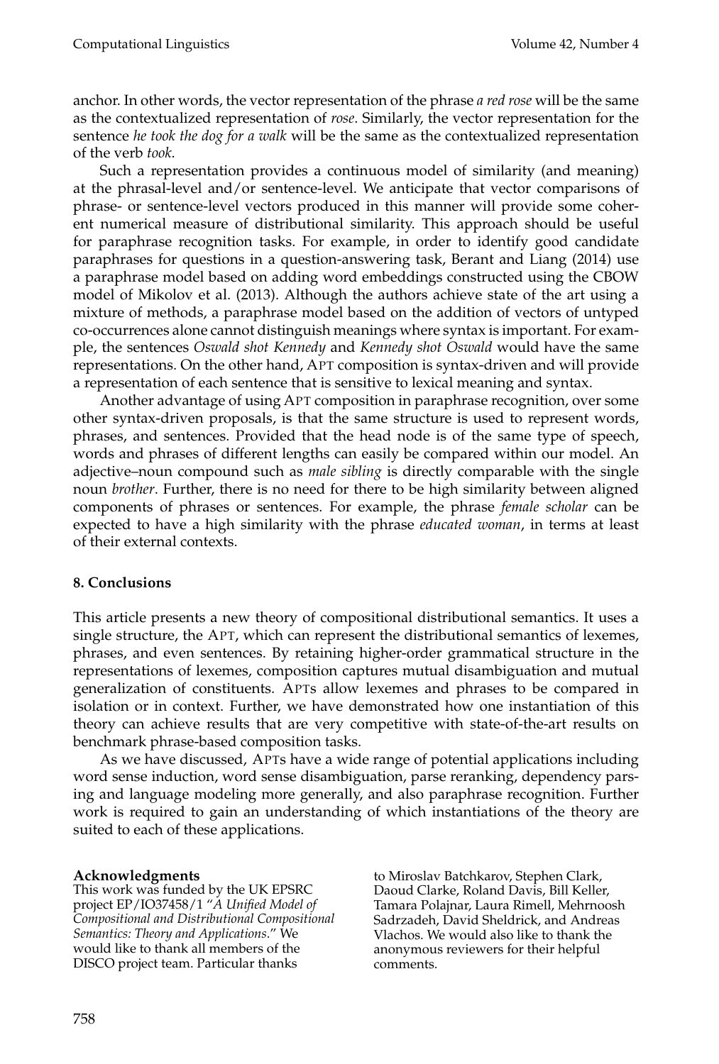anchor. In other words, the vector representation of the phrase *a red rose* will be the same as the contextualized representation of *rose*. Similarly, the vector representation for the sentence *he took the dog for a walk* will be the same as the contextualized representation of the verb *took*.

Such a representation provides a continuous model of similarity (and meaning) at the phrasal-level and/or sentence-level. We anticipate that vector comparisons of phrase- or sentence-level vectors produced in this manner will provide some coherent numerical measure of distributional similarity. This approach should be useful for paraphrase recognition tasks. For example, in order to identify good candidate paraphrases for questions in a question-answering task, Berant and Liang (2014) use a paraphrase model based on adding word embeddings constructed using the CBOW model of Mikolov et al. (2013). Although the authors achieve state of the art using a mixture of methods, a paraphrase model based on the addition of vectors of untyped co-occurrences alone cannot distinguish meanings where syntax is important. For example, the sentences *Oswald shot Kennedy* and *Kennedy shot Oswald* would have the same representations. On the other hand, APT composition is syntax-driven and will provide a representation of each sentence that is sensitive to lexical meaning and syntax.

Another advantage of using APT composition in paraphrase recognition, over some other syntax-driven proposals, is that the same structure is used to represent words, phrases, and sentences. Provided that the head node is of the same type of speech, words and phrases of different lengths can easily be compared within our model. An adjective–noun compound such as *male sibling* is directly comparable with the single noun *brother*. Further, there is no need for there to be high similarity between aligned components of phrases or sentences. For example, the phrase *female scholar* can be expected to have a high similarity with the phrase *educated woman*, in terms at least of their external contexts.

## 8. Conclusions

This article presents a new theory of compositional distributional semantics. It uses a single structure, the APT, which can represent the distributional semantics of lexemes, phrases, and even sentences. By retaining higher-order grammatical structure in the representations of lexemes, composition captures mutual disambiguation and mutual generalization of constituents. APTs allow lexemes and phrases to be compared in isolation or in context. Further, we have demonstrated how one instantiation of this theory can achieve results that are very competitive with state-of-the-art results on benchmark phrase-based composition tasks.

As we have discussed, APTs have a wide range of potential applications including word sense induction, word sense disambiguation, parse reranking, dependency parsing and language modeling more generally, and also paraphrase recognition. Further work is required to gain an understanding of which instantiations of the theory are suited to each of these applications.

**Acknowledgments**
This work was funded by the UK EPSRC project EP/IO37458/1 "*A Unified Model of Compositional and Distributional Compositional Semantics: Theory and Applications*." We would like to thank all members of the DISCO project team. Particular thanks to Miroslav Batchkarov, Stephen Clark, Daoud Clarke, Roland Davis, Bill Keller, Tamara Polajnar, Laura Rimell, Mehrnoosh Sadrzadeh, David Sheldrick, and Andreas Vlachos. We would also like to thank the anonymous reviewers for their helpful comments.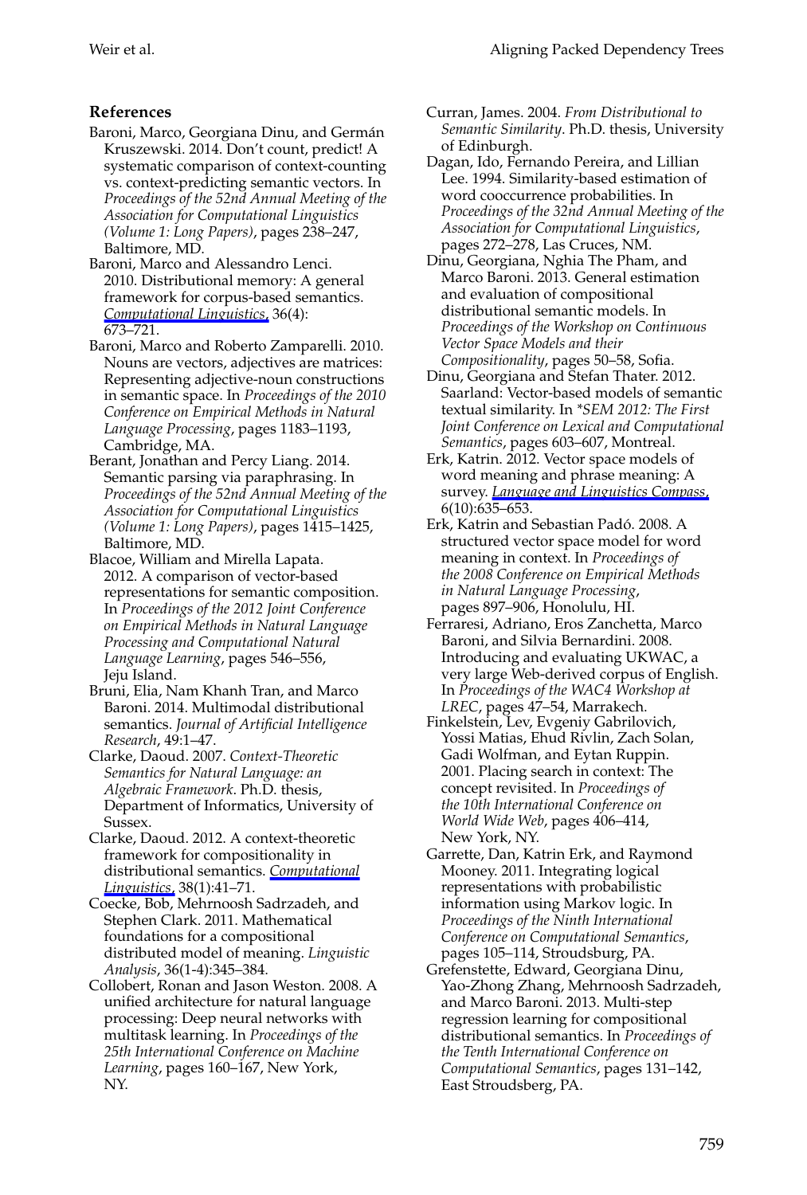## References

Baroni, Marco, Georgiana Dinu, and Germán Kruszewski. 2014. Don't count, predict! A systematic comparison of context-counting vs. context-predicting semantic vectors. In *Proceedings of the 52nd Annual Meeting of the Association for Computational Linguistics (Volume 1: Long Papers)*, pages 238–247, Baltimore, MD.

Baroni, Marco and Alessandro Lenci. 2010. Distributional memory: A general framework for corpus-based semantics. *Computational Linguistics*, 36(4): 673–721.

Baroni, Marco and Roberto Zamparelli. 2010. Nouns are vectors, adjectives are matrices: Representing adjective-noun constructions in semantic space. In *Proceedings of the 2010 Conference on Empirical Methods in Natural Language Processing*, pages 1183–1193, Cambridge, MA.

Berant, Jonathan and Percy Liang. 2014. Semantic parsing via paraphrasing. In *Proceedings of the 52nd Annual Meeting of the Association for Computational Linguistics (Volume 1: Long Papers)*, pages 1415–1425, Baltimore, MD.

Blacoe, William and Mirella Lapata. 2012. A comparison of vector-based representations for semantic composition. In *Proceedings of the 2012 Joint Conference on Empirical Methods in Natural Language Processing and Computational Natural Language Learning*, pages 546–556, Jeju Island.

Bruni, Elia, Nam Khanh Tran, and Marco Baroni. 2014. Multimodal distributional semantics. *Journal of Artificial Intelligence Research*, 49:1–47.

Clarke, Daoud. 2007. *Context-Theoretic Semantics for Natural Language: an Algebraic Framework*. Ph.D. thesis, Department of Informatics, University of Sussex.

Clarke, Daoud. 2012. A context-theoretic framework for compositionality in distributional semantics. *Computational Linguistics*, 38(1):41–71.

Coecke, Bob, Mehrnoosh Sadrzadeh, and Stephen Clark. 2011. Mathematical foundations for a compositional distributed model of meaning. *Linguistic Analysis*, 36(1-4):345–384.

Collobert, Ronan and Jason Weston. 2008. A unified architecture for natural language processing: Deep neural networks with multitask learning. In *Proceedings of the 25th International Conference on Machine Learning*, pages 160–167, New York, NY.

Curran, James. 2004. *From Distributional to Semantic Similarity*. Ph.D. thesis, University of Edinburgh.

Dagan, Ido, Fernando Pereira, and Lillian Lee. 1994. Similarity-based estimation of word cooccurrence probabilities. In *Proceedings of the 32nd Annual Meeting of the Association for Computational Linguistics*, pages 272–278, Las Cruces, NM.

Dinu, Georgiana, Nghia The Pham, and Marco Baroni. 2013. General estimation and evaluation of compositional distributional semantic models. In *Proceedings of the Workshop on Continuous Vector Space Models and their Compositionality*, pages 50–58, Sofia.

Dinu, Georgiana and Stefan Thater. 2012. Saarland: Vector-based models of semantic textual similarity. In *\*SEM 2012: The First Joint Conference on Lexical and Computational Semantics*, pages 603–607, Montreal.

Erk, Katrin. 2012. Vector space models of word meaning and phrase meaning: A survey. *Language and Linguistics Compass*, 6(10):635–653.

Erk, Katrin and Sebastian Padó. 2008. A structured vector space model for word meaning in context. In *Proceedings of the 2008 Conference on Empirical Methods in Natural Language Processing*, pages 897–906, Honolulu, HI.

Ferraresi, Adriano, Eros Zanchetta, Marco Baroni, and Silvia Bernardini. 2008. Introducing and evaluating UKWAC, a very large Web-derived corpus of English. In *Proceedings of the WAC4 Workshop at LREC*, pages 47–54, Marrakech.

Finkelstein, Lev, Evgeniy Gabrilovich, Yossi Matias, Ehud Rivlin, Zach Solan, Gadi Wolfman, and Eytan Ruppin. 2001. Placing search in context: The concept revisited. In *Proceedings of the 10th International Conference on World Wide Web*, pages 406–414, New York, NY.

Garrette, Dan, Katrin Erk, and Raymond Mooney. 2011. Integrating logical representations with probabilistic information using Markov logic. In *Proceedings of the Ninth International Conference on Computational Semantics*, pages 105–114, Stroudsburg, PA.

Grefenstette, Edward, Georgiana Dinu, Yao-Zhong Zhang, Mehrnoosh Sadrzadeh, and Marco Baroni. 2013. Multi-step regression learning for compositional distributional semantics. In *Proceedings of the Tenth International Conference on Computational Semantics*, pages 131–142, East Stroudsberg, PA.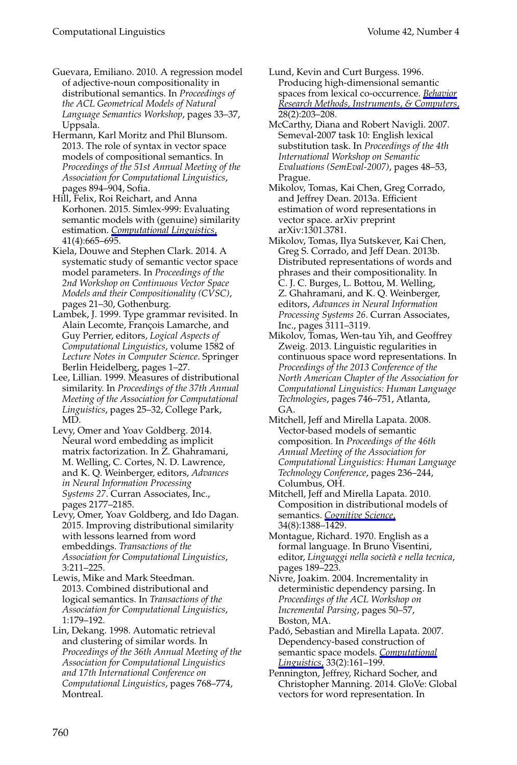Guevara, Emiliano. 2010. A regression model of adjective-noun compositionality in distributional semantics. In *Proceedings of the ACL Geometrical Models of Natural Language Semantics Workshop*, pages 33–37, Uppsala.

Hermann, Karl Moritz and Phil Blunsom. 2013. The role of syntax in vector space models of compositional semantics. In *Proceedings of the 51st Annual Meeting of the Association for Computational Linguistics*, pages 894–904, Sofia.

Hill, Felix, Roi Reichart, and Anna Korhonen. 2015. Simlex-999: Evaluating semantic models with (genuine) similarity estimation. *Computational Linguistics*, 41(4):665–695.

Kiela, Douwe and Stephen Clark. 2014. A systematic study of semantic vector space model parameters. In *Proceedings of the 2nd Workshop on Continuous Vector Space Models and their Compositionality (CVSC)*, pages 21–30, Gothenburg.

Lambek, J. 1999. Type grammar revisited. In Alain Lecomte, François Lamarche, and Guy Perrier, editors, *Logical Aspects of Computational Linguistics*, volume 1582 of *Lecture Notes in Computer Science*. Springer Berlin Heidelberg, pages 1–27.

Lee, Lillian. 1999. Measures of distributional similarity. In *Proceedings of the 37th Annual Meeting of the Association for Computational Linguistics*, pages 25–32, College Park, MD.

Levy, Omer and Yoav Goldberg. 2014. Neural word embedding as implicit matrix factorization. In Z. Ghahramani, M. Welling, C. Cortes, N. D. Lawrence, and K. Q. Weinberger, editors, *Advances in Neural Information Processing Systems 27*. Curran Associates, Inc., pages 2177–2185.

Levy, Omer, Yoav Goldberg, and Ido Dagan. 2015. Improving distributional similarity with lessons learned from word embeddings. *Transactions of the Association for Computational Linguistics*, 3:211–225.

Lewis, Mike and Mark Steedman. 2013. Combined distributional and logical semantics. In *Transactions of the Association for Computational Linguistics*, 1:179–192.

Lin, Dekang. 1998. Automatic retrieval and clustering of similar words. In *Proceedings of the 36th Annual Meeting of the Association for Computational Linguistics and 17th International Conference on Computational Linguistics*, pages 768–774, Montreal.

Lund, Kevin and Curt Burgess. 1996. Producing high-dimensional semantic spaces from lexical co-occurrence. *Behavior Research Methods, Instruments, & Computers*, 28(2):203–208.

McCarthy, Diana and Robert Navigli. 2007. Semeval-2007 task 10: English lexical substitution task. In *Proceedings of the 4th International Workshop on Semantic Evaluations (SemEval-2007)*, pages 48–53, Prague.

Mikolov, Tomas, Kai Chen, Greg Corrado, and Jeffrey Dean. 2013a. Efficient estimation of word representations in vector space. arXiv preprint arXiv:1301.3781.

Mikolov, Tomas, Ilya Sutskever, Kai Chen, Greg S. Corrado, and Jeff Dean. 2013b. Distributed representations of words and phrases and their compositionality. In C. J. C. Burges, L. Bottou, M. Welling, Z. Ghahramani, and K. Q. Weinberger, editors, *Advances in Neural Information Processing Systems 26*. Curran Associates, Inc., pages 3111–3119.

Mikolov, Tomas, Wen-tau Yih, and Geoffrey Zweig. 2013. Linguistic regularities in continuous space word representations. In *Proceedings of the 2013 Conference of the North American Chapter of the Association for Computational Linguistics: Human Language Technologies*, pages 746–751, Atlanta, GA.

Mitchell, Jeff and Mirella Lapata. 2008. Vector-based models of semantic composition. In *Proceedings of the 46th Annual Meeting of the Association for Computational Linguistics: Human Language Technology Conference*, pages 236–244, Columbus, OH.

Mitchell, Jeff and Mirella Lapata. 2010. Composition in distributional models of semantics. *Cognitive Science*, 34(8):1388–1429.

Montague, Richard. 1970. English as a formal language. In Bruno Visentini, editor, *Linguaggi nella società e nella tecnica*, pages 189–223.

Nivre, Joakim. 2004. Incrementality in deterministic dependency parsing. In *Proceedings of the ACL Workshop on Incremental Parsing*, pages 50–57, Boston, MA.

Padó, Sebastian and Mirella Lapata. 2007. Dependency-based construction of semantic space models. *Computational Linguistics*, 33(2):161–199.

Pennington, Jeffrey, Richard Socher, and Christopher Manning. 2014. GloVe: Global vectors for word representation. In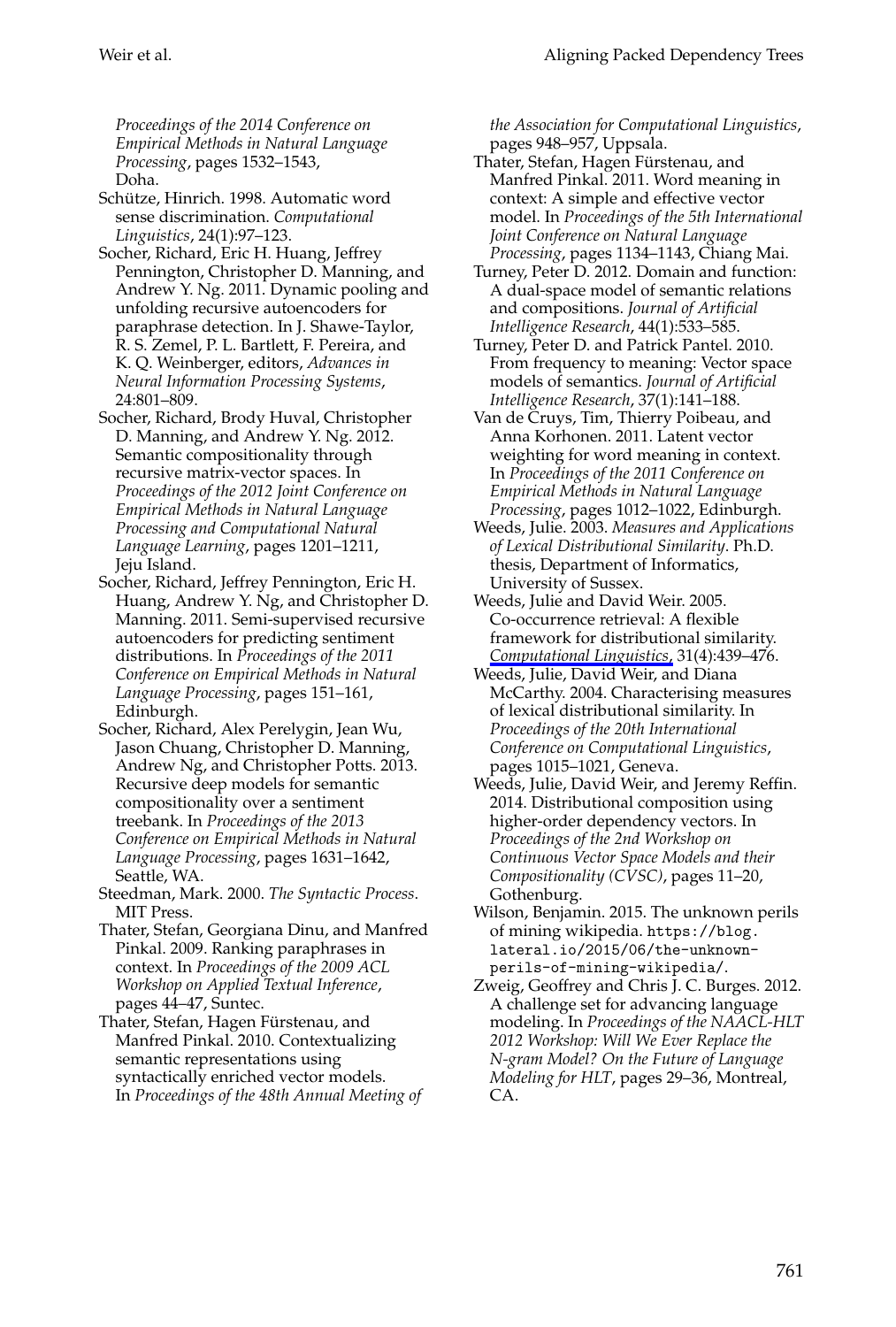*Proceedings of the 2014 Conference on Empirical Methods in Natural Language Processing*, pages 1532–1543, Doha.

Schütze, Hinrich. 1998. Automatic word sense discrimination. *Computational Linguistics*, 24(1):97–123.

Socher, Richard, Eric H. Huang, Jeffrey Pennington, Christopher D. Manning, and Andrew Y. Ng. 2011. Dynamic pooling and unfolding recursive autoencoders for paraphrase detection. In J. Shawe-Taylor, R. S. Zemel, P. L. Bartlett, F. Pereira, and K. Q. Weinberger, editors, *Advances in Neural Information Processing Systems*, 24:801–809.

Socher, Richard, Brody Huval, Christopher D. Manning, and Andrew Y. Ng. 2012. Semantic compositionality through recursive matrix-vector spaces. In *Proceedings of the 2012 Joint Conference on Empirical Methods in Natural Language Processing and Computational Natural Language Learning*, pages 1201–1211, Jeju Island.

Socher, Richard, Jeffrey Pennington, Eric H. Huang, Andrew Y. Ng, and Christopher D. Manning. 2011. Semi-supervised recursive autoencoders for predicting sentiment distributions. In *Proceedings of the 2011 Conference on Empirical Methods in Natural Language Processing*, pages 151–161, Edinburgh.

Socher, Richard, Alex Perelygin, Jean Wu, Jason Chuang, Christopher D. Manning, Andrew Ng, and Christopher Potts. 2013. Recursive deep models for semantic compositionality over a sentiment treebank. In *Proceedings of the 2013 Conference on Empirical Methods in Natural Language Processing*, pages 1631–1642, Seattle, WA.

Steedman, Mark. 2000. *The Syntactic Process*. MIT Press.

Thater, Stefan, Georgiana Dinu, and Manfred Pinkal. 2009. Ranking paraphrases in context. In *Proceedings of the 2009 ACL Workshop on Applied Textual Inference*, pages 44–47, Suntec.

Thater, Stefan, Hagen Fürstenau, and Manfred Pinkal. 2010. Contextualizing semantic representations using syntactically enriched vector models. In *Proceedings of the 48th Annual Meeting of the Association for Computational Linguistics*, pages 948–957, Uppsala.

Thater, Stefan, Hagen Fürstenau, and Manfred Pinkal. 2011. Word meaning in context: A simple and effective vector model. In *Proceedings of the 5th International Joint Conference on Natural Language Processing*, pages 1134–1143, Chiang Mai.

Turney, Peter D. 2012. Domain and function: A dual-space model of semantic relations and compositions. *Journal of Artificial Intelligence Research*, 44(1):533–585.

Turney, Peter D. and Patrick Pantel. 2010. From frequency to meaning: Vector space models of semantics. *Journal of Artificial Intelligence Research*, 37(1):141–188.

Van de Cruys, Tim, Thierry Poibeau, and Anna Korhonen. 2011. Latent vector weighting for word meaning in context. In *Proceedings of the 2011 Conference on Empirical Methods in Natural Language Processing*, pages 1012–1022, Edinburgh.

Weeds, Julie. 2003. *Measures and Applications of Lexical Distributional Similarity*. Ph.D. thesis, Department of Informatics, University of Sussex.

Weeds, Julie and David Weir. 2005. Co-occurrence retrieval: A flexible framework for distributional similarity. *Computational Linguistics*, 31(4):439–476.

Weeds, Julie, David Weir, and Diana McCarthy. 2004. Characterising measures of lexical distributional similarity. In *Proceedings of the 20th International Conference on Computational Linguistics*, pages 1015–1021, Geneva.

Weeds, Julie, David Weir, and Jeremy Reffin. 2014. Distributional composition using higher-order dependency vectors. In *Proceedings of the 2nd Workshop on Continuous Vector Space Models and their Compositionality (CVSC)*, pages 11–20, Gothenburg.

Wilson, Benjamin. 2015. The unknown perils of mining wikipedia. `https://blog.lateral.io/2015/06/the-unknown-perils-of-mining-wikipedia/`.

Zweig, Geoffrey and Chris J. C. Burges. 2012. A challenge set for advancing language modeling. In *Proceedings of the NAACL-HLT 2012 Workshop: Will We Ever Replace the N-gram Model? On the Future of Language Modeling for HLT*, pages 29–36, Montreal, CA.